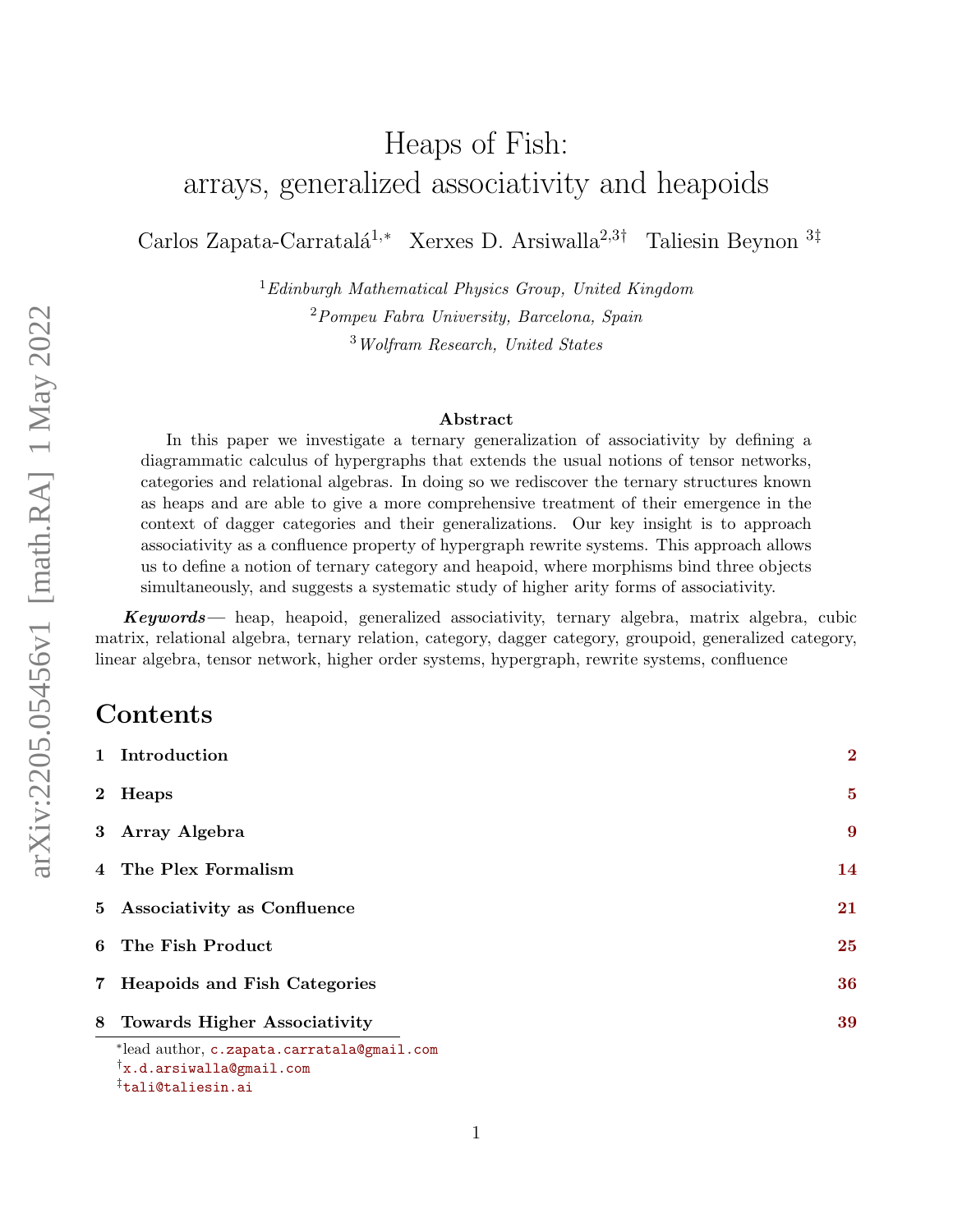# Heaps of Fish:
# arrays, generalized associativity and heapoids

Carlos Zapata-Carratalá[1,*] Xerxes D. Arsiwalla[2,3†] Taliesin Beynon [3‡]

[1]*Edinburgh Mathematical Physics Group, United Kingdom*

[2]*Pompeu Fabra University, Barcelona, Spain*

[3]*Wolfram Research, United States*

### Abstract

In this paper we investigate a ternary generalization of associativity by defining a diagrammatic calculus of hypergraphs that extends the usual notions of tensor networks, categories and relational algebras. In doing so we rediscover the ternary structures known as heaps and are able to give a more comprehensive treatment of their emergence in the context of dagger categories and their generalizations. Our key insight is to approach associativity as a confluence property of hypergraph rewrite systems. This approach allows us to define a notion of ternary category and heapoid, where morphisms bind three objects simultaneously, and suggests a systematic study of higher arity forms of associativity.

***Keywords*** — heap, heapoid, generalized associativity, ternary algebra, matrix algebra, cubic matrix, relational algebra, ternary relation, category, dagger category, groupoid, generalized category, linear algebra, tensor network, higher order systems, hypergraph, rewrite systems, confluence

## Contents

| | | |
|---|---|---|
| **1** | **Introduction** | **2** |
| **2** | **Heaps** | **5** |
| **3** | **Array Algebra** | **9** |
| **4** | **The Plex Formalism** | **14** |
| **5** | **Associativity as Confluence** | **21** |
| **6** | **The Fish Product** | **25** |
| **7** | **Heapoids and Fish Categories** | **36** |
| **8** | **Towards Higher Associativity** | **39** |

*lead author, c.zapata.carratala@gmail.com

†x.d.arsiwalla@gmail.com

‡tali@taliesin.ai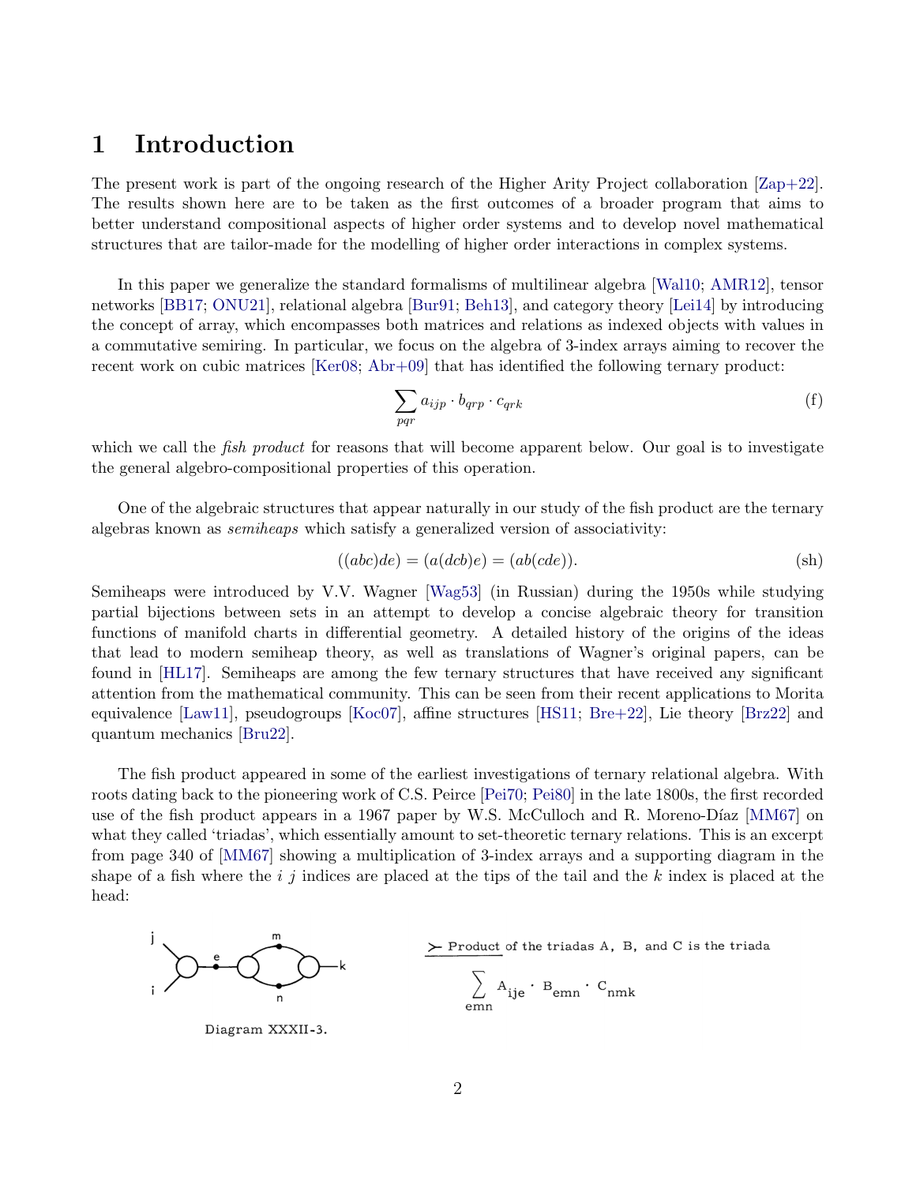# 1 Introduction

The present work is part of the ongoing research of the Higher Arity Project collaboration [Zap+22]. The results shown here are to be taken as the first outcomes of a broader program that aims to better understand compositional aspects of higher order systems and to develop novel mathematical structures that are tailor-made for the modelling of higher order interactions in complex systems.

In this paper we generalize the standard formalisms of multilinear algebra [Wal10; AMR12], tensor networks [BB17; ONU21], relational algebra [Bur91; Beh13], and category theory [Lei14] by introducing the concept of array, which encompasses both matrices and relations as indexed objects with values in a commutative semiring. In particular, we focus on the algebra of 3-index arrays aiming to recover the recent work on cubic matrices [Ker08; Abr+09] that has identified the following ternary product:

$$\sum_{pqr} a_{ijp} \cdot b_{qrp} \cdot c_{qrk} \tag{f}$$

which we call the *fish product* for reasons that will become apparent below. Our goal is to investigate the general algebro-compositional properties of this operation.

One of the algebraic structures that appear naturally in our study of the fish product are the ternary algebras known as *semiheaps* which satisfy a generalized version of associativity:

$$((abc)de) = (a(dcb)e) = (ab(cde)). \tag{sh}$$

Semiheaps were introduced by V.V. Wagner [Wag53] (in Russian) during the 1950s while studying partial bijections between sets in an attempt to develop a concise algebraic theory for transition functions of manifold charts in differential geometry. A detailed history of the origins of the ideas that lead to modern semiheap theory, as well as translations of Wagner's original papers, can be found in [HL17]. Semiheaps are among the few ternary structures that have received any significant attention from the mathematical community. This can be seen from their recent applications to Morita equivalence [Law11], pseudogroups [Koc07], affine structures [HS11; Bre+22], Lie theory [Brz22] and quantum mechanics [Bru22].

The fish product appeared in some of the earliest investigations of ternary relational algebra. With roots dating back to the pioneering work of C.S. Peirce [Pei70; Pei80] in the late 1800s, the first recorded use of the fish product appears in a 1967 paper by W.S. McCulloch and R. Moreno-Díaz [MM67] on what they called 'triadas', which essentially amount to set-theoretic ternary relations. This is an excerpt from page 340 of [MM67] showing a multiplication of 3-index arrays and a supporting diagram in the shape of a fish where the $i$ $j$ indices are placed at the tips of the tail and the $k$ index is placed at the head:

Diagram XXXII-3.

≻ Product of the triadas A, B, and C is the triada

$$\sum_{emn} A_{ije} \cdot B_{emn} \cdot C_{nmk}$$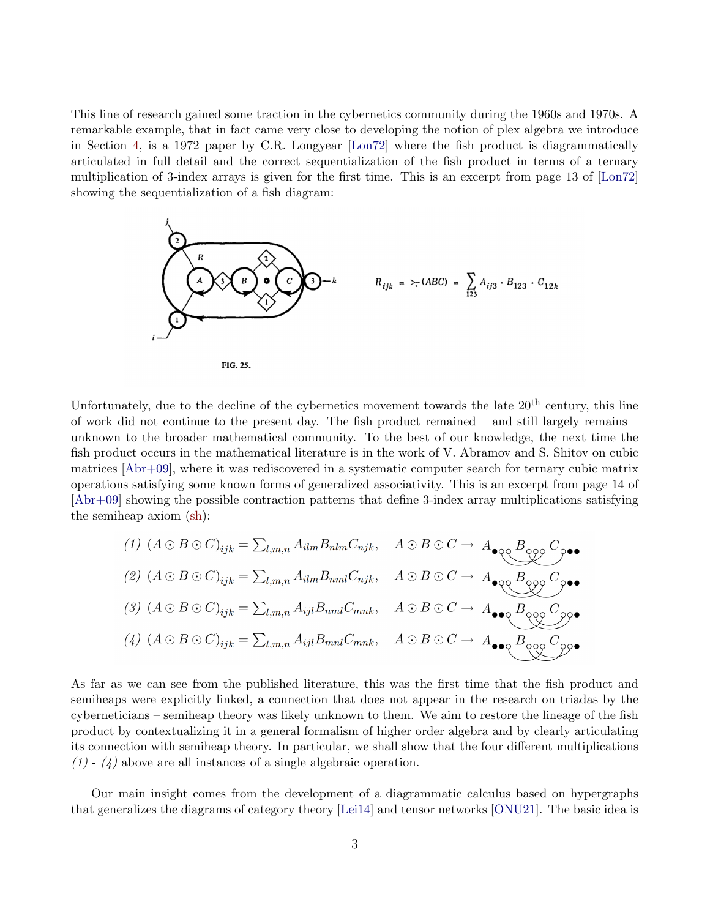This line of research gained some traction in the cybernetics community during the 1960s and 1970s. A remarkable example, that in fact came very close to developing the notion of plex algebra we introduce in Section 4, is a 1972 paper by C.R. Longyear [Lon72] where the fish product is diagrammatically articulated in full detail and the correct sequentialization of the fish product in terms of a ternary multiplication of 3-index arrays is given for the first time. This is an excerpt from page 13 of [Lon72] showing the sequentialization of a fish diagram:

$$R_{ijk} = \succ\!\!\!\cdot(ABC) = \sum_{123} A_{ij3} \cdot B_{123} \cdot C_{12k}$$

FIG. 25.

Unfortunately, due to the decline of the cybernetics movement towards the late 20th century, this line of work did not continue to the present day. The fish product remained – and still largely remains – unknown to the broader mathematical community. To the best of our knowledge, the next time the fish product occurs in the mathematical literature is in the work of V. Abramov and S. Shitov on cubic matrices [Abr+09], where it was rediscovered in a systematic computer search for ternary cubic matrix operations satisfying some known forms of generalized associativity. This is an excerpt from page 14 of [Abr+09] showing the possible contraction patterns that define 3-index array multiplications satisfying the semiheap axiom (sh):

*(1)* $(A \odot B \odot C)_{ijk} = \sum_{l,m,n} A_{ilm} B_{nlm} C_{njk}$, $\quad A \odot B \odot C \rightarrow$

*(2)* $(A \odot B \odot C)_{ijk} = \sum_{l,m,n} A_{ilm} B_{nml} C_{njk}$, $\quad A \odot B \odot C \rightarrow$

*(3)* $(A \odot B \odot C)_{ijk} = \sum_{l,m,n} A_{ijl} B_{nml} C_{mnk}$, $\quad A \odot B \odot C \rightarrow$

*(4)* $(A \odot B \odot C)_{ijk} = \sum_{l,m,n} A_{ijl} B_{mnl} C_{mnk}$, $\quad A \odot B \odot C \rightarrow$

As far as we can see from the published literature, this was the first time that the fish product and semiheaps were explicitly linked, a connection that does not appear in the research on triadas by the cyberneticians – semiheap theory was likely unknown to them. We aim to restore the lineage of the fish product by contextualizing it in a general formalism of higher order algebra and by clearly articulating its connection with semiheap theory. In particular, we shall show that the four different multiplications *(1)* - *(4)* above are all instances of a single algebraic operation.

Our main insight comes from the development of a diagrammatic calculus based on hypergraphs that generalizes the diagrams of category theory [Lei14] and tensor networks [ONU21]. The basic idea is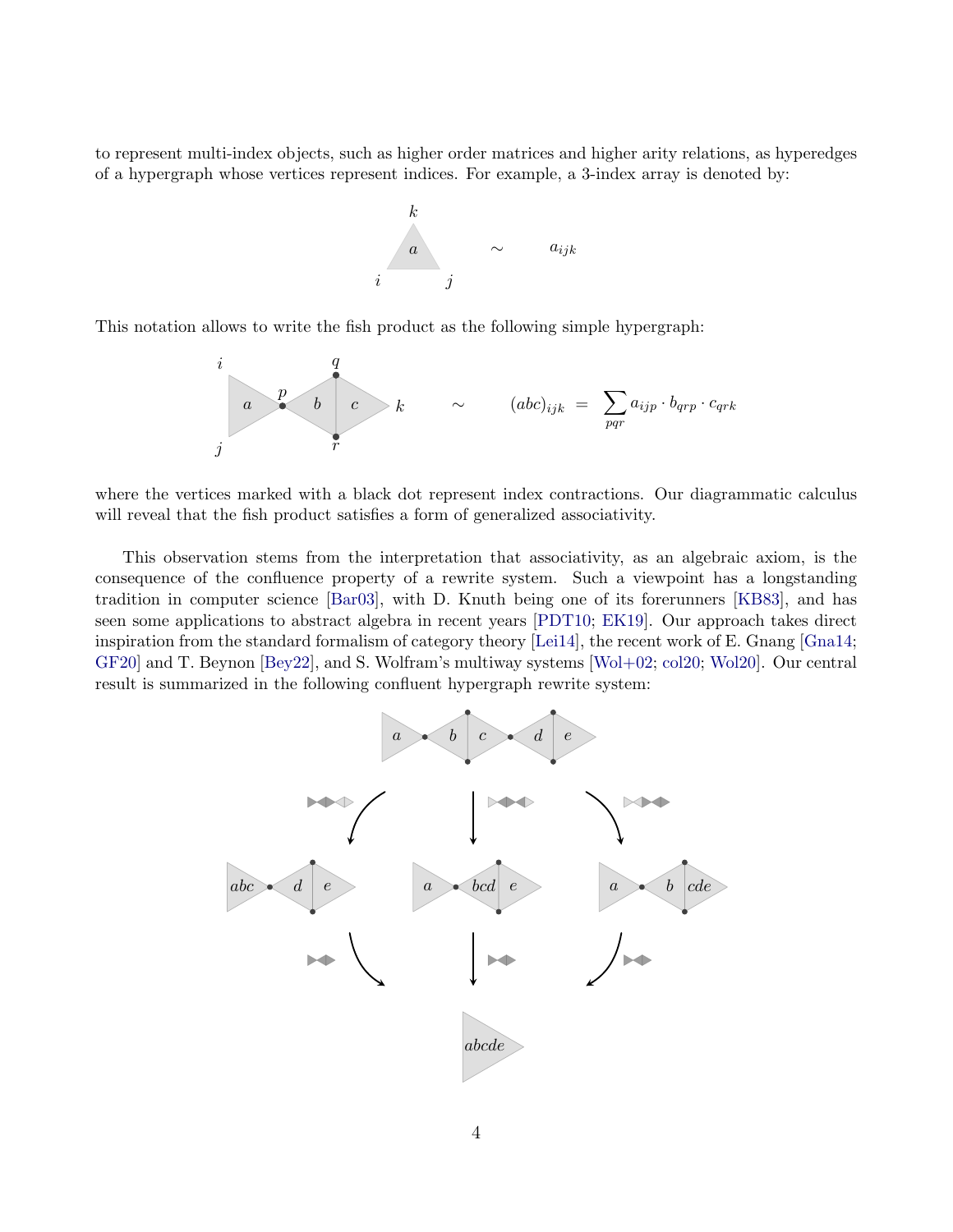to represent multi-index objects, such as higher order matrices and higher arity relations, as hyperedges of a hypergraph whose vertices represent indices. For example, a 3-index array is denoted by:

$$\sim \qquad a_{ijk}$$

This notation allows to write the fish product as the following simple hypergraph:

$$\sim \qquad (abc)_{ijk} \;=\; \sum_{pqr} a_{ijp} \cdot b_{qrp} \cdot c_{qrk}$$

where the vertices marked with a black dot represent index contractions. Our diagrammatic calculus will reveal that the fish product satisfies a form of generalized associativity.

This observation stems from the interpretation that associativity, as an algebraic axiom, is the consequence of the confluence property of a rewrite system. Such a viewpoint has a longstanding tradition in computer science [Bar03], with D. Knuth being one of its forerunners [KB83], and has seen some applications to abstract algebra in recent years [PDT10; EK19]. Our approach takes direct inspiration from the standard formalism of category theory [Lei14], the recent work of E. Gnang [Gna14; GF20] and T. Beynon [Bey22], and S. Wolfram's multiway systems [Wol+02; col20; Wol20]. Our central result is summarized in the following confluent hypergraph rewrite system: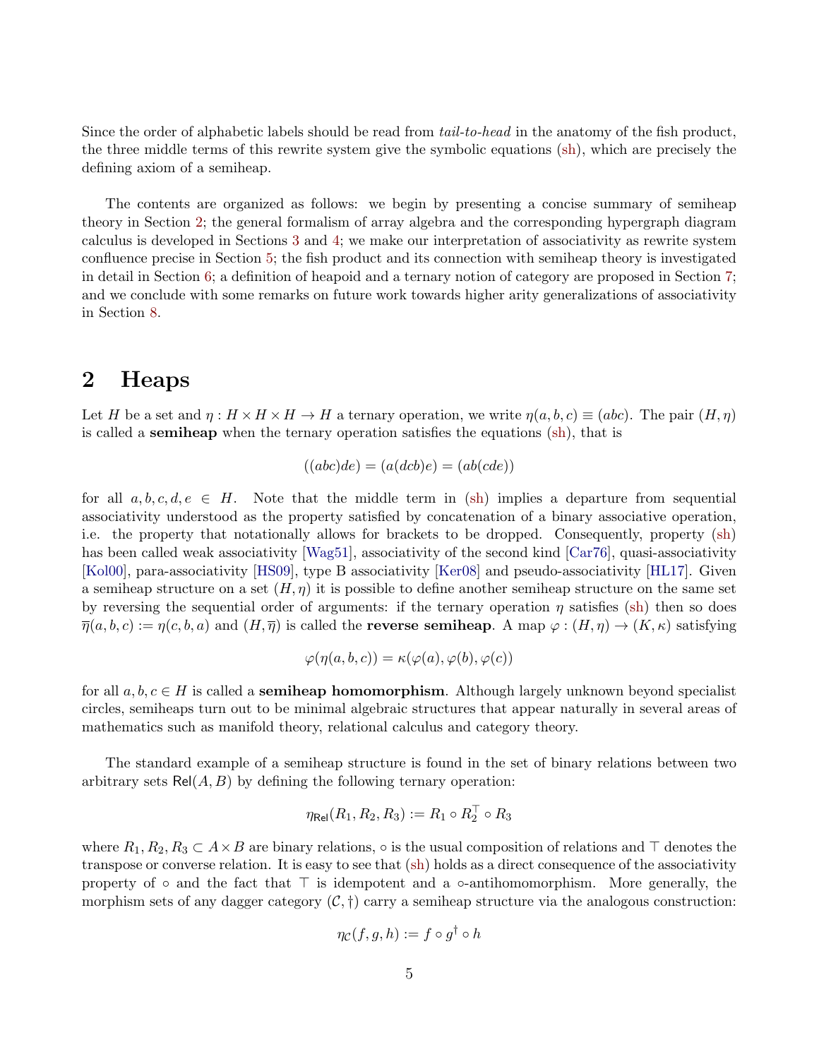Since the order of alphabetic labels should be read from *tail-to-head* in the anatomy of the fish product, the three middle terms of this rewrite system give the symbolic equations (sh), which are precisely the defining axiom of a semiheap.

The contents are organized as follows: we begin by presenting a concise summary of semiheap theory in Section 2; the general formalism of array algebra and the corresponding hypergraph diagram calculus is developed in Sections 3 and 4; we make our interpretation of associativity as rewrite system confluence precise in Section 5; the fish product and its connection with semiheap theory is investigated in detail in Section 6; a definition of heapoid and a ternary notion of category are proposed in Section 7; and we conclude with some remarks on future work towards higher arity generalizations of associativity in Section 8.

## 2 Heaps

Let $H$ be a set and $\eta : H \times H \times H \to H$ a ternary operation, we write $\eta(a,b,c) \equiv (abc)$. The pair $(H,\eta)$ is called a **semiheap** when the ternary operation satisfies the equations (sh), that is

$$((abc)de) = (a(dcb)e) = (ab(cde))$$

for all $a,b,c,d,e \in H$. Note that the middle term in (sh) implies a departure from sequential associativity understood as the property satisfied by concatenation of a binary associative operation, i.e. the property that notationally allows for brackets to be dropped. Consequently, property (sh) has been called weak associativity [Wag51], associativity of the second kind [Car76], quasi-associativity [Kol00], para-associativity [HS09], type B associativity [Ker08] and pseudo-associativity [HL17]. Given a semiheap structure on a set $(H,\eta)$ it is possible to define another semiheap structure on the same set by reversing the sequential order of arguments: if the ternary operation $\eta$ satisfies (sh) then so does $\overline{\eta}(a,b,c) := \eta(c,b,a)$ and $(H,\overline{\eta})$ is called the **reverse semiheap**. A map $\varphi : (H,\eta) \to (K,\kappa)$ satisfying

$$\varphi(\eta(a,b,c)) = \kappa(\varphi(a),\varphi(b),\varphi(c))$$

for all $a,b,c \in H$ is called a **semiheap homomorphism**. Although largely unknown beyond specialist circles, semiheaps turn out to be minimal algebraic structures that appear naturally in several areas of mathematics such as manifold theory, relational calculus and category theory.

The standard example of a semiheap structure is found in the set of binary relations between two arbitrary sets $\mathsf{Rel}(A,B)$ by defining the following ternary operation:

$$\eta_{\mathsf{Rel}}(R_1,R_2,R_3) := R_1 \circ R_2^\top \circ R_3$$

where $R_1,R_2,R_3 \subset A \times B$ are binary relations, $\circ$ is the usual composition of relations and $\top$ denotes the transpose or converse relation. It is easy to see that (sh) holds as a direct consequence of the associativity property of $\circ$ and the fact that $\top$ is idempotent and a $\circ$-antihomomorphism. More generally, the morphism sets of any dagger category $(\mathcal{C},\dagger)$ carry a semiheap structure via the analogous construction:

$$\eta_{\mathcal{C}}(f,g,h) := f \circ g^\dagger \circ h$$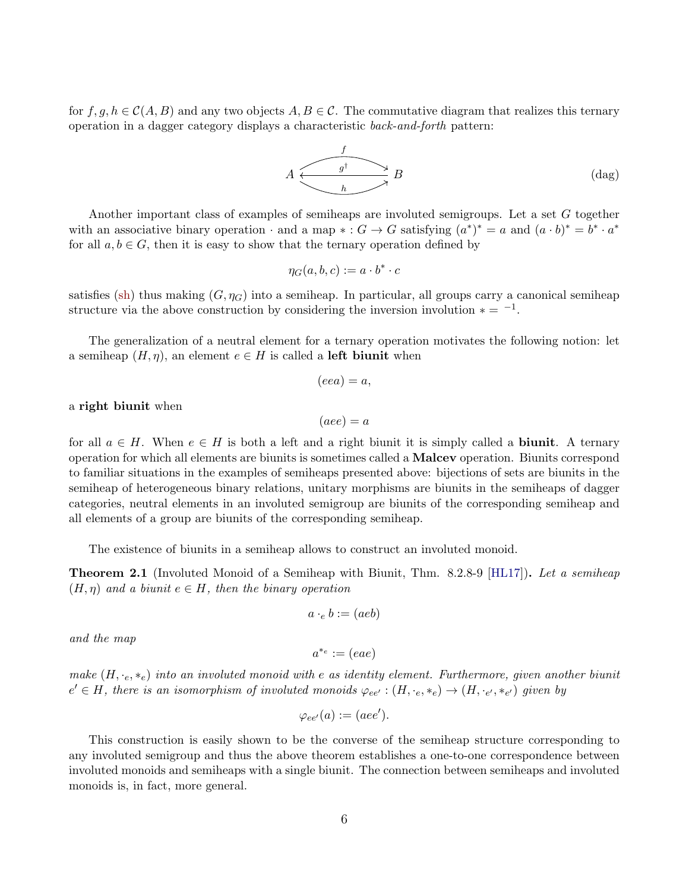for $f, g, h \in \mathcal{C}(A, B)$ and any two objects $A, B \in \mathcal{C}$. The commutative diagram that realizes this ternary operation in a dagger category displays a characteristic *back-and-forth* pattern:

$$A \underset{h}{\overset{f}{\underset{g^\dagger}{\leftrightarrows}}} B \tag{dag}$$

Another important class of examples of semiheaps are involuted semigroups. Let a set $G$ together with an associative binary operation $\cdot$ and a map $* : G \to G$ satisfying $(a^*)^* = a$ and $(a \cdot b)^* = b^* \cdot a^*$ for all $a, b \in G$, then it is easy to show that the ternary operation defined by

$$\eta_G(a, b, c) := a \cdot b^* \cdot c$$

satisfies (sh) thus making $(G, \eta_G)$ into a semiheap. In particular, all groups carry a canonical semiheap structure via the above construction by considering the inversion involution $* = {}^{-1}$.

The generalization of a neutral element for a ternary operation motivates the following notion: let a semiheap $(H, \eta)$, an element $e \in H$ is called a **left biunit** when

$$(eea) = a,$$

a **right biunit** when

$$(aee) = a$$

for all $a \in H$. When $e \in H$ is both a left and a right biunit it is simply called a **biunit**. A ternary operation for which all elements are biunits is sometimes called a **Malcev** operation. Biunits correspond to familiar situations in the examples of semiheaps presented above: bijections of sets are biunits in the semiheap of heterogeneous binary relations, unitary morphisms are biunits in the semiheaps of dagger categories, neutral elements in an involuted semigroup are biunits of the corresponding semiheap and all elements of a group are biunits of the corresponding semiheap.

The existence of biunits in a semiheap allows to construct an involuted monoid.

**Theorem 2.1** (Involuted Monoid of a Semiheap with Biunit, Thm. 8.2.8-9 [HL17])**.** *Let a semiheap $(H, \eta)$ and a biunit $e \in H$, then the binary operation*

$$a \cdot_e b := (aeb)$$

*and the map*

$$a^{*_e} := (eae)$$

*make $(H, \cdot_e, *_e)$ into an involuted monoid with $e$ as identity element. Furthermore, given another biunit $e' \in H$, there is an isomorphism of involuted monoids $\varphi_{ee'} : (H, \cdot_e, *_e) \to (H, \cdot_{e'}, *_{e'})$ given by*

$$\varphi_{ee'}(a) := (aee').$$

This construction is easily shown to be the converse of the semiheap structure corresponding to any involuted semigroup and thus the above theorem establishes a one-to-one correspondence between involuted monoids and semiheaps with a single biunit. The connection between semiheaps and involuted monoids is, in fact, more general.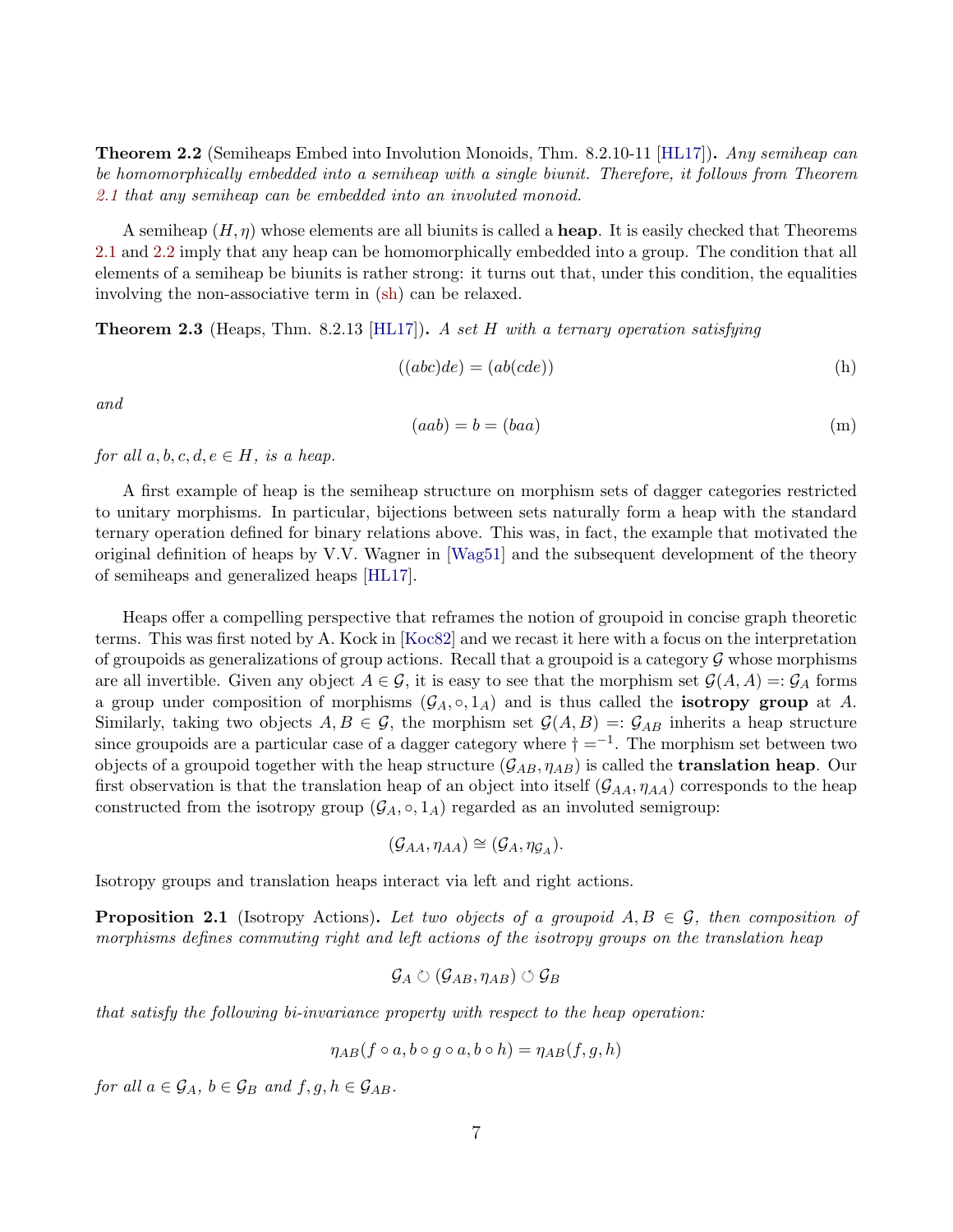**Theorem 2.2** (Semiheaps Embed into Involution Monoids, Thm. 8.2.10-11 [HL17])**.** *Any semiheap can be homomorphically embedded into a semiheap with a single biunit. Therefore, it follows from Theorem 2.1 that any semiheap can be embedded into an involuted monoid.*

A semiheap $(H, \eta)$ whose elements are all biunits is called a **heap**. It is easily checked that Theorems 2.1 and 2.2 imply that any heap can be homomorphically embedded into a group. The condition that all elements of a semiheap be biunits is rather strong: it turns out that, under this condition, the equalities involving the non-associative term in (sh) can be relaxed.

**Theorem 2.3** (Heaps, Thm. 8.2.13 [HL17])**.** *A set $H$ with a ternary operation satisfying*

$$((abc)de) = (ab(cde)) \tag{h}$$

*and*

$$(aab) = b = (baa) \tag{m}$$

*for all $a, b, c, d, e \in H$, is a heap.*

A first example of heap is the semiheap structure on morphism sets of dagger categories restricted to unitary morphisms. In particular, bijections between sets naturally form a heap with the standard ternary operation defined for binary relations above. This was, in fact, the example that motivated the original definition of heaps by V.V. Wagner in [Wag51] and the subsequent development of the theory of semiheaps and generalized heaps [HL17].

Heaps offer a compelling perspective that reframes the notion of groupoid in concise graph theoretic terms. This was first noted by A. Kock in [Koc82] and we recast it here with a focus on the interpretation of groupoids as generalizations of group actions. Recall that a groupoid is a category $\mathcal{G}$ whose morphisms are all invertible. Given any object $A \in \mathcal{G}$, it is easy to see that the morphism set $\mathcal{G}(A, A) =: \mathcal{G}_A$ forms a group under composition of morphisms $(\mathcal{G}_A, \circ, 1_A)$ and is thus called the **isotropy group** at $A$. Similarly, taking two objects $A, B \in \mathcal{G}$, the morphism set $\mathcal{G}(A, B) =: \mathcal{G}_{AB}$ inherits a heap structure since groupoids are a particular case of a dagger category where $\dagger = ^{-1}$. The morphism set between two objects of a groupoid together with the heap structure $(\mathcal{G}_{AB}, \eta_{AB})$ is called the **translation heap**. Our first observation is that the translation heap of an object into itself $(\mathcal{G}_{AA}, \eta_{AA})$ corresponds to the heap constructed from the isotropy group $(\mathcal{G}_A, \circ, 1_A)$ regarded as an involuted semigroup:

$$(\mathcal{G}_{AA}, \eta_{AA}) \cong (\mathcal{G}_A, \eta_{\mathcal{G}_A}).$$

Isotropy groups and translation heaps interact via left and right actions.

**Proposition 2.1** (Isotropy Actions)**.** *Let two objects of a groupoid $A, B \in \mathcal{G}$, then composition of morphisms defines commuting right and left actions of the isotropy groups on the translation heap*

$$\mathcal{G}_A \circlearrowright (\mathcal{G}_{AB}, \eta_{AB}) \circlearrowleft \mathcal{G}_B$$

*that satisfy the following bi-invariance property with respect to the heap operation:*

$$\eta_{AB}(f \circ a, b \circ g \circ a, b \circ h) = \eta_{AB}(f, g, h)$$

*for all $a \in \mathcal{G}_A$, $b \in \mathcal{G}_B$ and $f, g, h \in \mathcal{G}_{AB}$.*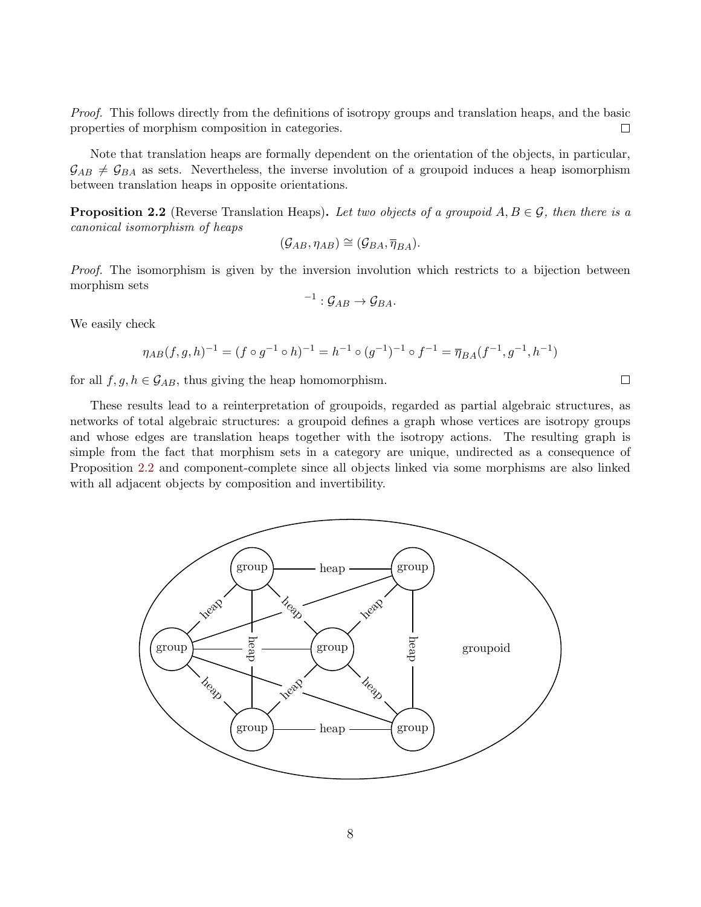*Proof.* This follows directly from the definitions of isotropy groups and translation heaps, and the basic properties of morphism composition in categories. □

Note that translation heaps are formally dependent on the orientation of the objects, in particular, $\mathcal{G}_{AB} \neq \mathcal{G}_{BA}$ as sets. Nevertheless, the inverse involution of a groupoid induces a heap isomorphism between translation heaps in opposite orientations.

**Proposition 2.2** (Reverse Translation Heaps)**.** *Let two objects of a groupoid $A, B \in \mathcal{G}$, then there is a canonical isomorphism of heaps*

$$(\mathcal{G}_{AB}, \eta_{AB}) \cong (\mathcal{G}_{BA}, \overline{\eta}_{BA}).$$

*Proof.* The isomorphism is given by the inversion involution which restricts to a bijection between morphism sets

$$^{-1} : \mathcal{G}_{AB} \to \mathcal{G}_{BA}.$$

We easily check

$$\eta_{AB}(f, g, h)^{-1} = (f \circ g^{-1} \circ h)^{-1} = h^{-1} \circ (g^{-1})^{-1} \circ f^{-1} = \overline{\eta}_{BA}(f^{-1}, g^{-1}, h^{-1})$$

for all $f, g, h \in \mathcal{G}_{AB}$, thus giving the heap homomorphism. □

These results lead to a reinterpretation of groupoids, regarded as partial algebraic structures, as networks of total algebraic structures: a groupoid defines a graph whose vertices are isotropy groups and whose edges are translation heaps together with the isotropy actions. The resulting graph is simple from the fact that morphism sets in a category are unique, undirected as a consequence of Proposition 2.2 and component-complete since all objects linked via some morphisms are also linked with all adjacent objects by composition and invertibility.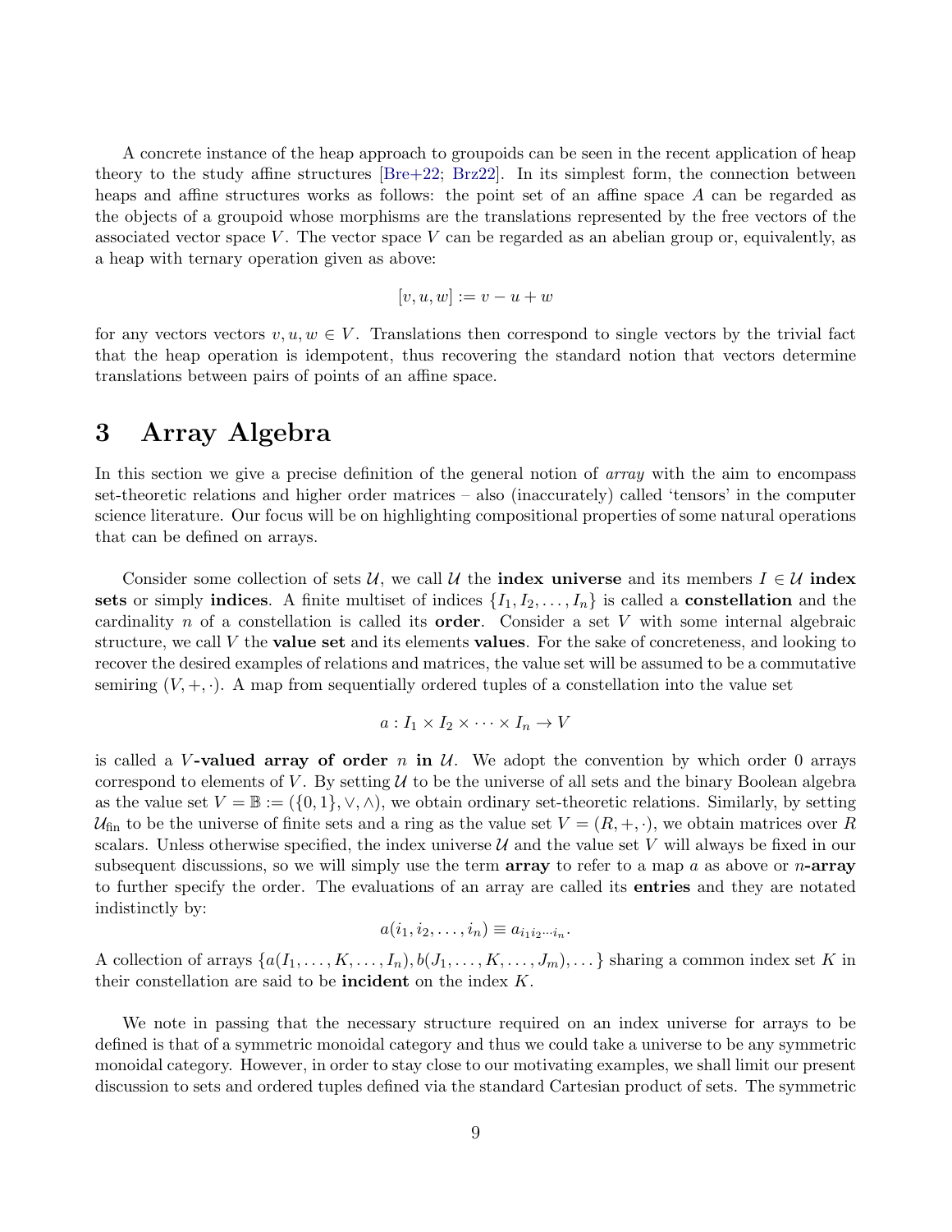A concrete instance of the heap approach to groupoids can be seen in the recent application of heap theory to the study affine structures [Bre+22; Brz22]. In its simplest form, the connection between heaps and affine structures works as follows: the point set of an affine space $A$ can be regarded as the objects of a groupoid whose morphisms are the translations represented by the free vectors of the associated vector space $V$. The vector space $V$ can be regarded as an abelian group or, equivalently, as a heap with ternary operation given as above:

$$[v, u, w] := v - u + w$$

for any vectors vectors $v, u, w \in V$. Translations then correspond to single vectors by the trivial fact that the heap operation is idempotent, thus recovering the standard notion that vectors determine translations between pairs of points of an affine space.

# 3 Array Algebra

In this section we give a precise definition of the general notion of *array* with the aim to encompass set-theoretic relations and higher order matrices – also (inaccurately) called 'tensors' in the computer science literature. Our focus will be on highlighting compositional properties of some natural operations that can be defined on arrays.

Consider some collection of sets $\mathcal{U}$, we call $\mathcal{U}$ the **index universe** and its members $I \in \mathcal{U}$ **index sets** or simply **indices**. A finite multiset of indices $\{I_1, I_2, \ldots, I_n\}$ is called a **constellation** and the cardinality $n$ of a constellation is called its **order**. Consider a set $V$ with some internal algebraic structure, we call $V$ the **value set** and its elements **values**. For the sake of concreteness, and looking to recover the desired examples of relations and matrices, the value set will be assumed to be a commutative semiring $(V, +, \cdot)$. A map from sequentially ordered tuples of a constellation into the value set

$$a : I_1 \times I_2 \times \cdots \times I_n \to V$$

is called a **$V$-valued array of order $n$ in $\mathcal{U}$**. We adopt the convention by which order 0 arrays correspond to elements of $V$. By setting $\mathcal{U}$ to be the universe of all sets and the binary Boolean algebra as the value set $V = \mathbb{B} := (\{0, 1\}, \vee, \wedge)$, we obtain ordinary set-theoretic relations. Similarly, by setting $\mathcal{U}_{\text{fin}}$ to be the universe of finite sets and a ring as the value set $V = (R, +, \cdot)$, we obtain matrices over $R$ scalars. Unless otherwise specified, the index universe $\mathcal{U}$ and the value set $V$ will always be fixed in our subsequent discussions, so we will simply use the term **array** to refer to a map $a$ as above or **$n$-array** to further specify the order. The evaluations of an array are called its **entries** and they are notated indistinctly by:

$$a(i_1, i_2, \ldots, i_n) \equiv a_{i_1 i_2 \cdots i_n}.$$

A collection of arrays $\{a(I_1, \ldots, K, \ldots, I_n), b(J_1, \ldots, K, \ldots, J_m), \ldots\}$ sharing a common index set $K$ in their constellation are said to be **incident** on the index $K$.

We note in passing that the necessary structure required on an index universe for arrays to be defined is that of a symmetric monoidal category and thus we could take a universe to be any symmetric monoidal category. However, in order to stay close to our motivating examples, we shall limit our present discussion to sets and ordered tuples defined via the standard Cartesian product of sets. The symmetric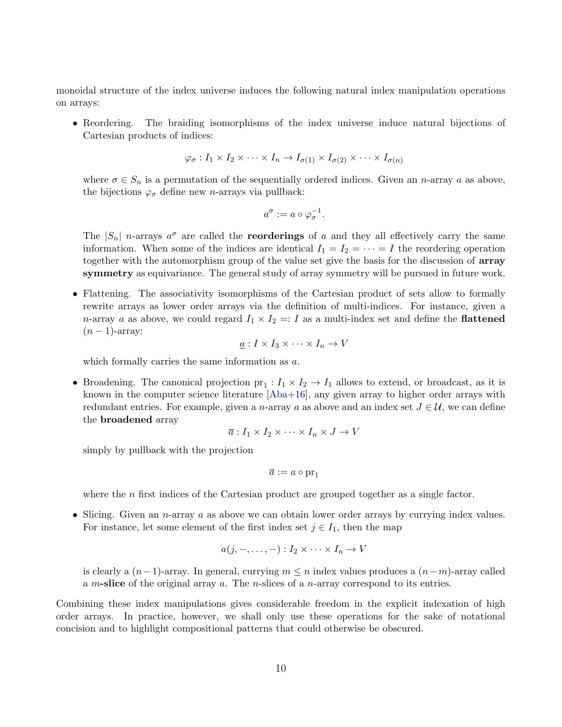monoidal structure of the index universe induces the following natural index manipulation operations on arrays:

- Reordering. The braiding isomorphisms of the index universe induce natural bijections of Cartesian products of indices:

$$\varphi_\sigma : I_1 \times I_2 \times \cdots \times I_n \to I_{\sigma(1)} \times I_{\sigma(2)} \times \cdots \times I_{\sigma(n)}$$

  where $\sigma \in S_n$ is a permutation of the sequentially ordered indices. Given an $n$-array $a$ as above, the bijections $\varphi_\sigma$ define new $n$-arrays via pullback:

$$a^\sigma := a \circ \varphi_\sigma^{-1}.$$

  The $|S_n|$ $n$-arrays $a^\sigma$ are called the **reorderings** of $a$ and they all effectively carry the same information. When some of the indices are identical $I_1 = I_2 = \cdots = I$ the reordering operation together with the automorphism group of the value set give the basis for the discussion of **array symmetry** as equivariance. The general study of array symmetry will be pursued in future work.

- Flattening. The associativity isomorphisms of the Cartesian product of sets allow to formally rewrite arrays as lower order arrays via the definition of multi-indices. For instance, given a $n$-array $a$ as above, we could regard $I_1 \times I_2 =: I$ as a multi-index set and define the **flattened** $(n-1)$-array:

$$\underline{a} : I \times I_3 \times \cdots \times I_n \to V$$

  which formally carries the same information as $a$.

- Broadening. The canonical projection $\mathrm{pr}_1 : I_1 \times I_2 \to I_1$ allows to extend, or broadcast, as it is known in the computer science literature [Aba+16], any given array to higher order arrays with redundant entries. For example, given a $n$-array $a$ as above and an index set $J \in \mathcal{U}$, we can define the **broadened** array

$$\overline{a} : I_1 \times I_2 \times \cdots \times I_n \times J \to V$$

  simply by pullback with the projection

$$\overline{a} := a \circ \mathrm{pr}_1$$

  where the $n$ first indices of the Cartesian product are grouped together as a single factor.

- Slicing. Given an $n$-array $a$ as above we can obtain lower order arrays by currying index values. For instance, let some element of the first index set $j \in I_1$, then the map

$$a(j, -, \ldots, -) : I_2 \times \cdots \times I_n \to V$$

  is clearly a $(n-1)$-array. In general, currying $m \leq n$ index values produces a $(n-m)$-array called a $m$**-slice** of the original array $a$. The $n$-slices of a $n$-array correspond to its entries.

Combining these index manipulations gives considerable freedom in the explicit indexation of high order arrays. In practice, however, we shall only use these operations for the sake of notational concision and to highlight compositional patterns that could otherwise be obscured.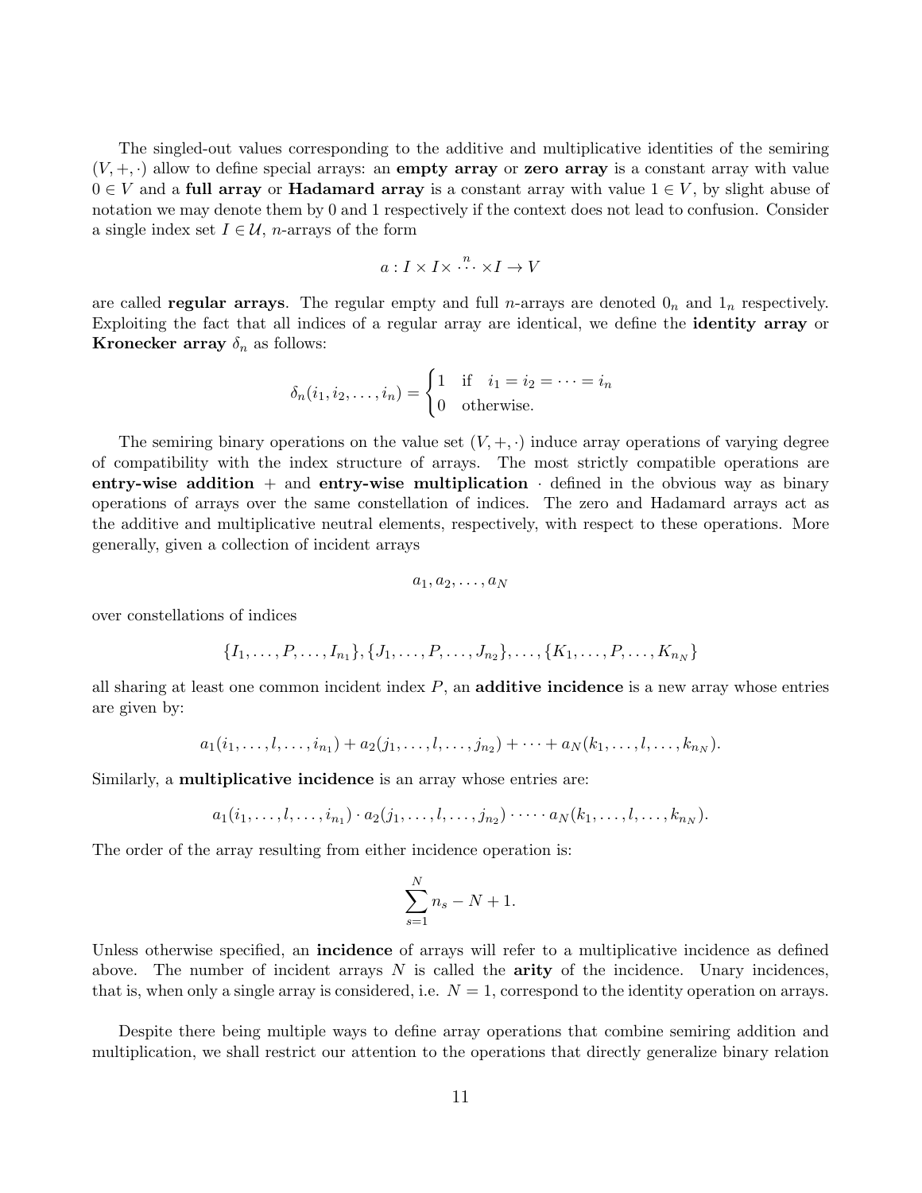The singled-out values corresponding to the additive and multiplicative identities of the semiring $(V, +, \cdot)$ allow to define special arrays: an **empty array** or **zero array** is a constant array with value $0 \in V$ and a **full array** or **Hadamard array** is a constant array with value $1 \in V$, by slight abuse of notation we may denote them by 0 and 1 respectively if the context does not lead to confusion. Consider a single index set $I \in \mathcal{U}$, $n$-arrays of the form

$$a : I \times I \times \overset{n}{\cdots} \times I \to V$$

are called **regular arrays**. The regular empty and full $n$-arrays are denoted $0_n$ and $1_n$ respectively. Exploiting the fact that all indices of a regular array are identical, we define the **identity array** or **Kronecker array** $\delta_n$ as follows:

$$\delta_n(i_1, i_2, \ldots, i_n) = \begin{cases} 1 & \text{if} \quad i_1 = i_2 = \cdots = i_n \\ 0 & \text{otherwise.} \end{cases}$$

The semiring binary operations on the value set $(V, +, \cdot)$ induce array operations of varying degree of compatibility with the index structure of arrays. The most strictly compatible operations are **entry-wise addition** $+$ and **entry-wise multiplication** $\cdot$ defined in the obvious way as binary operations of arrays over the same constellation of indices. The zero and Hadamard arrays act as the additive and multiplicative neutral elements, respectively, with respect to these operations. More generally, given a collection of incident arrays

$$a_1, a_2, \ldots, a_N$$

over constellations of indices

$$\{I_1, \ldots, P, \ldots, I_{n_1}\}, \{J_1, \ldots, P, \ldots, J_{n_2}\}, \ldots, \{K_1, \ldots, P, \ldots, K_{n_N}\}$$

all sharing at least one common incident index $P$, an **additive incidence** is a new array whose entries are given by:

$$a_1(i_1, \ldots, l, \ldots, i_{n_1}) + a_2(j_1, \ldots, l, \ldots, j_{n_2}) + \cdots + a_N(k_1, \ldots, l, \ldots, k_{n_N}).$$

Similarly, a **multiplicative incidence** is an array whose entries are:

$$a_1(i_1, \ldots, l, \ldots, i_{n_1}) \cdot a_2(j_1, \ldots, l, \ldots, j_{n_2}) \cdot \cdots \cdot a_N(k_1, \ldots, l, \ldots, k_{n_N}).$$

The order of the array resulting from either incidence operation is:

$$\sum_{s=1}^{N} n_s - N + 1.$$

Unless otherwise specified, an **incidence** of arrays will refer to a multiplicative incidence as defined above. The number of incident arrays $N$ is called the **arity** of the incidence. Unary incidences, that is, when only a single array is considered, i.e. $N = 1$, correspond to the identity operation on arrays.

Despite there being multiple ways to define array operations that combine semiring addition and multiplication, we shall restrict our attention to the operations that directly generalize binary relation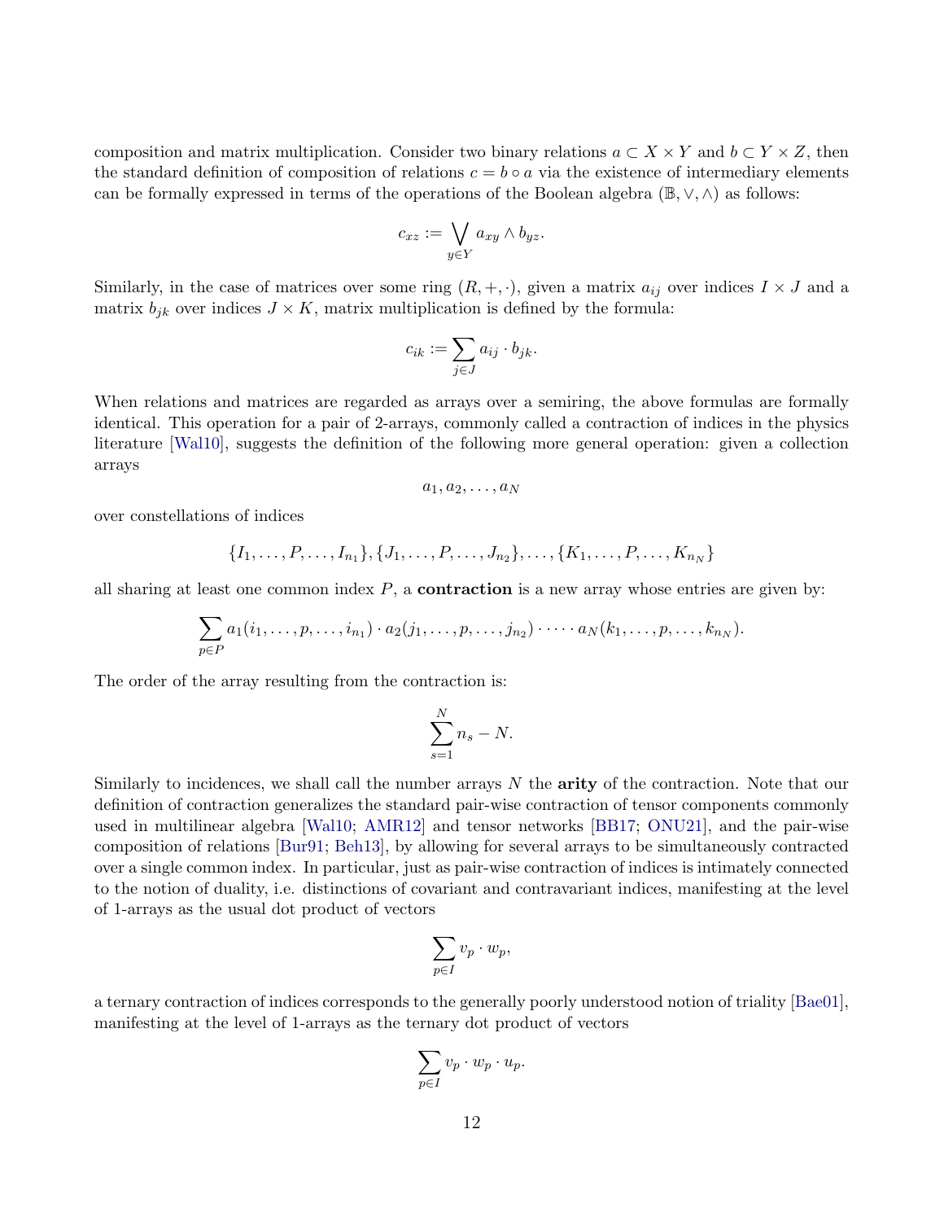composition and matrix multiplication. Consider two binary relations $a \subset X \times Y$ and $b \subset Y \times Z$, then the standard definition of composition of relations $c = b \circ a$ via the existence of intermediary elements can be formally expressed in terms of the operations of the Boolean algebra $(\mathbb{B}, \vee, \wedge)$ as follows:

$$c_{xz} := \bigvee_{y \in Y} a_{xy} \wedge b_{yz}.$$

Similarly, in the case of matrices over some ring $(R, +, \cdot)$, given a matrix $a_{ij}$ over indices $I \times J$ and a matrix $b_{jk}$ over indices $J \times K$, matrix multiplication is defined by the formula:

$$c_{ik} := \sum_{j \in J} a_{ij} \cdot b_{jk}.$$

When relations and matrices are regarded as arrays over a semiring, the above formulas are formally identical. This operation for a pair of 2-arrays, commonly called a contraction of indices in the physics literature [Wal10], suggests the definition of the following more general operation: given a collection arrays

$$a_1, a_2, \ldots, a_N$$

over constellations of indices

$$\{I_1, \ldots, P, \ldots, I_{n_1}\}, \{J_1, \ldots, P, \ldots, J_{n_2}\}, \ldots, \{K_1, \ldots, P, \ldots, K_{n_N}\}$$

all sharing at least one common index $P$, a **contraction** is a new array whose entries are given by:

$$\sum_{p \in P} a_1(i_1, \ldots, p, \ldots, i_{n_1}) \cdot a_2(j_1, \ldots, p, \ldots, j_{n_2}) \cdot \cdots \cdot a_N(k_1, \ldots, p, \ldots, k_{n_N}).$$

The order of the array resulting from the contraction is:

$$\sum_{s=1}^{N} n_s - N.$$

Similarly to incidences, we shall call the number arrays $N$ the **arity** of the contraction. Note that our definition of contraction generalizes the standard pair-wise contraction of tensor components commonly used in multilinear algebra [Wal10; AMR12] and tensor networks [BB17; ONU21], and the pair-wise composition of relations [Bur91; Beh13], by allowing for several arrays to be simultaneously contracted over a single common index. In particular, just as pair-wise contraction of indices is intimately connected to the notion of duality, i.e. distinctions of covariant and contravariant indices, manifesting at the level of 1-arrays as the usual dot product of vectors

$$\sum_{p \in I} v_p \cdot w_p,$$

a ternary contraction of indices corresponds to the generally poorly understood notion of triality [Bae01], manifesting at the level of 1-arrays as the ternary dot product of vectors

$$\sum_{p \in I} v_p \cdot w_p \cdot u_p.$$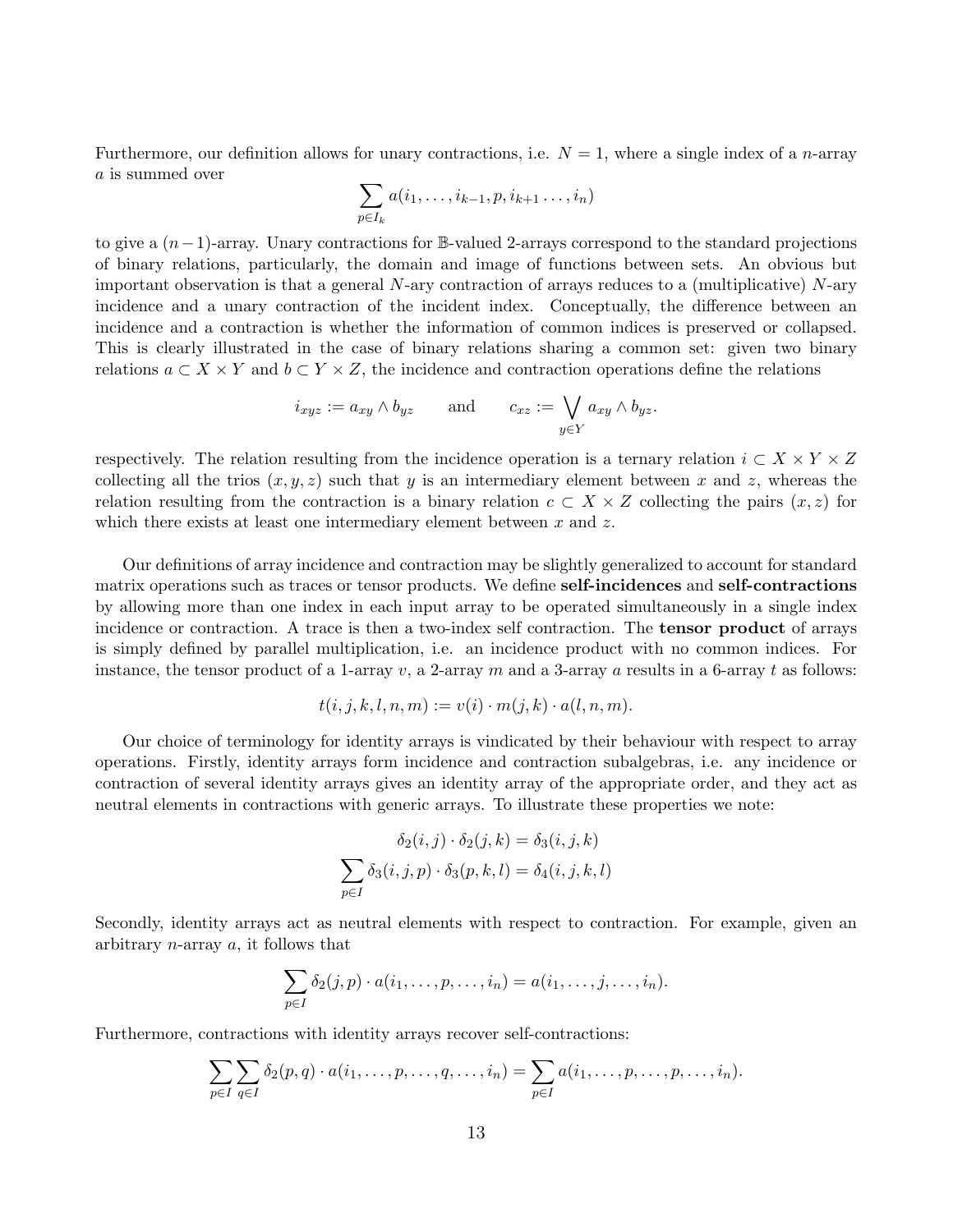Furthermore, our definition allows for unary contractions, i.e. $N = 1$, where a single index of a $n$-array $a$ is summed over

$$\sum_{p \in I_k} a(i_1, \ldots, i_{k-1}, p, i_{k+1} \ldots, i_n)$$

to give a $(n-1)$-array. Unary contractions for $\mathbb{B}$-valued 2-arrays correspond to the standard projections of binary relations, particularly, the domain and image of functions between sets. An obvious but important observation is that a general $N$-ary contraction of arrays reduces to a (multiplicative) $N$-ary incidence and a unary contraction of the incident index. Conceptually, the difference between an incidence and a contraction is whether the information of common indices is preserved or collapsed. This is clearly illustrated in the case of binary relations sharing a common set: given two binary relations $a \subset X \times Y$ and $b \subset Y \times Z$, the incidence and contraction operations define the relations

$$i_{xyz} := a_{xy} \wedge b_{yz} \qquad \text{and} \qquad c_{xz} := \bigvee_{y \in Y} a_{xy} \wedge b_{yz}.$$

respectively. The relation resulting from the incidence operation is a ternary relation $i \subset X \times Y \times Z$ collecting all the trios $(x, y, z)$ such that $y$ is an intermediary element between $x$ and $z$, whereas the relation resulting from the contraction is a binary relation $c \subset X \times Z$ collecting the pairs $(x, z)$ for which there exists at least one intermediary element between $x$ and $z$.

Our definitions of array incidence and contraction may be slightly generalized to account for standard matrix operations such as traces or tensor products. We define **self-incidences** and **self-contractions** by allowing more than one index in each input array to be operated simultaneously in a single index incidence or contraction. A trace is then a two-index self contraction. The **tensor product** of arrays is simply defined by parallel multiplication, i.e. an incidence product with no common indices. For instance, the tensor product of a 1-array $v$, a 2-array $m$ and a 3-array $a$ results in a 6-array $t$ as follows:

$$t(i, j, k, l, n, m) := v(i) \cdot m(j, k) \cdot a(l, n, m).$$

Our choice of terminology for identity arrays is vindicated by their behaviour with respect to array operations. Firstly, identity arrays form incidence and contraction subalgebras, i.e. any incidence or contraction of several identity arrays gives an identity array of the appropriate order, and they act as neutral elements in contractions with generic arrays. To illustrate these properties we note:

$$\delta_2(i, j) \cdot \delta_2(j, k) = \delta_3(i, j, k)$$

$$\sum_{p \in I} \delta_3(i, j, p) \cdot \delta_3(p, k, l) = \delta_4(i, j, k, l)$$

Secondly, identity arrays act as neutral elements with respect to contraction. For example, given an arbitrary $n$-array $a$, it follows that

$$\sum_{p \in I} \delta_2(j, p) \cdot a(i_1, \ldots, p, \ldots, i_n) = a(i_1, \ldots, j, \ldots, i_n).$$

Furthermore, contractions with identity arrays recover self-contractions:

$$\sum_{p \in I} \sum_{q \in I} \delta_2(p, q) \cdot a(i_1, \ldots, p, \ldots, q, \ldots, i_n) = \sum_{p \in I} a(i_1, \ldots, p, \ldots, p, \ldots, i_n).$$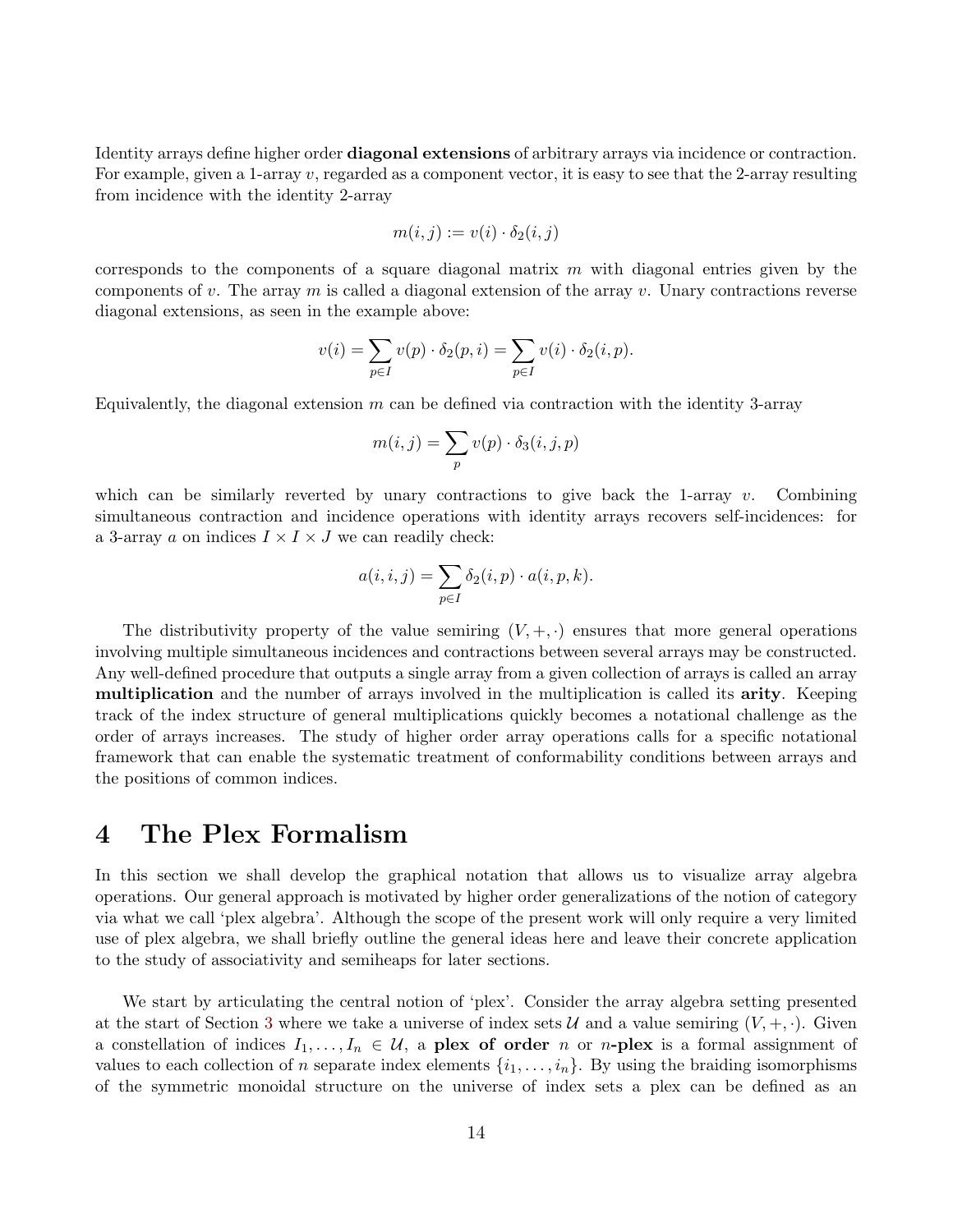Identity arrays define higher order **diagonal extensions** of arbitrary arrays via incidence or contraction. For example, given a 1-array $v$, regarded as a component vector, it is easy to see that the 2-array resulting from incidence with the identity 2-array

$$m(i,j) := v(i) \cdot \delta_2(i,j)$$

corresponds to the components of a square diagonal matrix $m$ with diagonal entries given by the components of $v$. The array $m$ is called a diagonal extension of the array $v$. Unary contractions reverse diagonal extensions, as seen in the example above:

$$v(i) = \sum_{p \in I} v(p) \cdot \delta_2(p,i) = \sum_{p \in I} v(i) \cdot \delta_2(i,p).$$

Equivalently, the diagonal extension $m$ can be defined via contraction with the identity 3-array

$$m(i,j) = \sum_{p} v(p) \cdot \delta_3(i,j,p)$$

which can be similarly reverted by unary contractions to give back the 1-array $v$. Combining simultaneous contraction and incidence operations with identity arrays recovers self-incidences: for a 3-array $a$ on indices $I \times I \times J$ we can readily check:

$$a(i,i,j) = \sum_{p \in I} \delta_2(i,p) \cdot a(i,p,k).$$

The distributivity property of the value semiring $(V, +, \cdot)$ ensures that more general operations involving multiple simultaneous incidences and contractions between several arrays may be constructed. Any well-defined procedure that outputs a single array from a given collection of arrays is called an array **multiplication** and the number of arrays involved in the multiplication is called its **arity**. Keeping track of the index structure of general multiplications quickly becomes a notational challenge as the order of arrays increases. The study of higher order array operations calls for a specific notational framework that can enable the systematic treatment of conformability conditions between arrays and the positions of common indices.

# 4 The Plex Formalism

In this section we shall develop the graphical notation that allows us to visualize array algebra operations. Our general approach is motivated by higher order generalizations of the notion of category via what we call 'plex algebra'. Although the scope of the present work will only require a very limited use of plex algebra, we shall briefly outline the general ideas here and leave their concrete application to the study of associativity and semiheaps for later sections.

We start by articulating the central notion of 'plex'. Consider the array algebra setting presented at the start of Section 3 where we take a universe of index sets $\mathcal{U}$ and a value semiring $(V, +, \cdot)$. Given a constellation of indices $I_1, \ldots, I_n \in \mathcal{U}$, a **plex of order** $n$ or $n$**-plex** is a formal assignment of values to each collection of $n$ separate index elements $\{i_1, \ldots, i_n\}$. By using the braiding isomorphisms of the symmetric monoidal structure on the universe of index sets a plex can be defined as an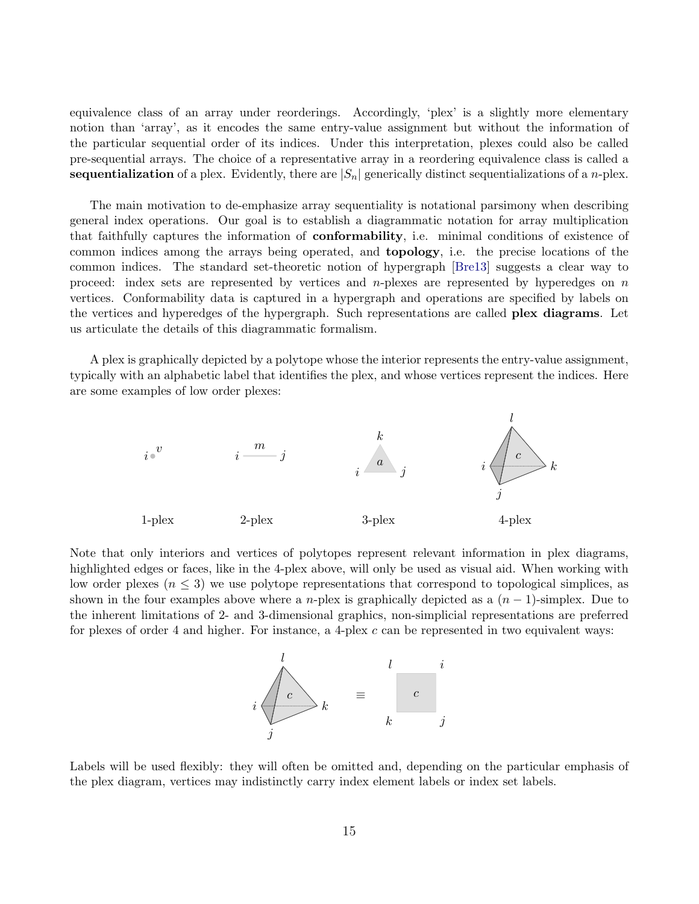equivalence class of an array under reorderings. Accordingly, 'plex' is a slightly more elementary notion than 'array', as it encodes the same entry-value assignment but without the information of the particular sequential order of its indices. Under this interpretation, plexes could also be called pre-sequential arrays. The choice of a representative array in a reordering equivalence class is called a **sequentialization** of a plex. Evidently, there are $|S_n|$ generically distinct sequentializations of a $n$-plex.

The main motivation to de-emphasize array sequentiality is notational parsimony when describing general index operations. Our goal is to establish a diagrammatic notation for array multiplication that faithfully captures the information of **conformability**, i.e. minimal conditions of existence of common indices among the arrays being operated, and **topology**, i.e. the precise locations of the common indices. The standard set-theoretic notion of hypergraph [Bre13] suggests a clear way to proceed: index sets are represented by vertices and $n$-plexes are represented by hyperedges on $n$ vertices. Conformability data is captured in a hypergraph and operations are specified by labels on the vertices and hyperedges of the hypergraph. Such representations are called **plex diagrams**. Let us articulate the details of this diagrammatic formalism.

A plex is graphically depicted by a polytope whose the interior represents the entry-value assignment, typically with an alphabetic label that identifies the plex, and whose vertices represent the indices. Here are some examples of low order plexes:

1-plex    2-plex    3-plex    4-plex

Note that only interiors and vertices of polytopes represent relevant information in plex diagrams, highlighted edges or faces, like in the 4-plex above, will only be used as visual aid. When working with low order plexes ($n \leq 3$) we use polytope representations that correspond to topological simplices, as shown in the four examples above where a $n$-plex is graphically depicted as a $(n-1)$-simplex. Due to the inherent limitations of 2- and 3-dimensional graphics, non-simplicial representations are preferred for plexes of order 4 and higher. For instance, a 4-plex $c$ can be represented in two equivalent ways:

Labels will be used flexibly: they will often be omitted and, depending on the particular emphasis of the plex diagram, vertices may indistinctly carry index element labels or index set labels.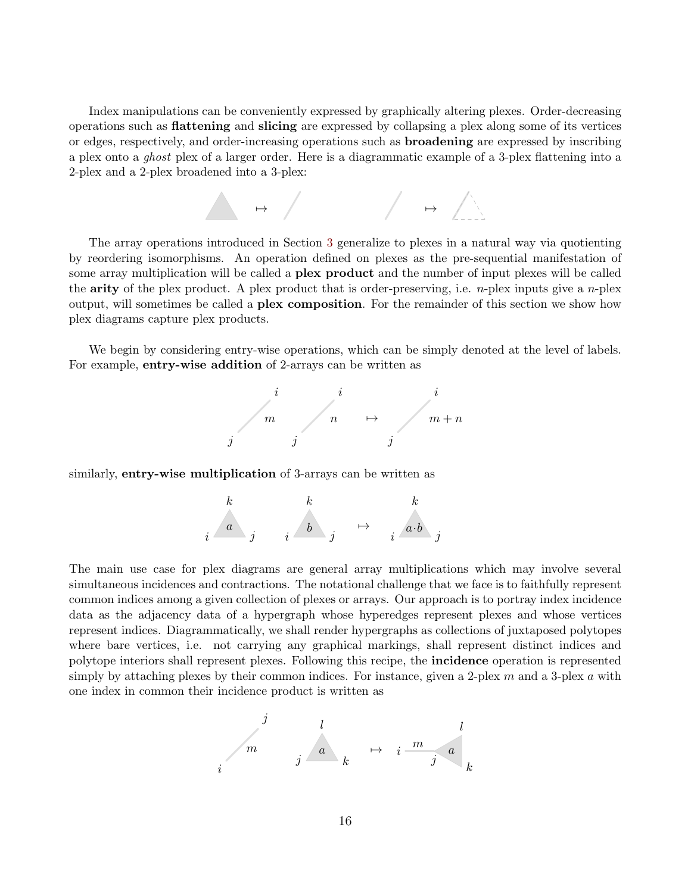Index manipulations can be conveniently expressed by graphically altering plexes. Order-decreasing operations such as **flattening** and **slicing** are expressed by collapsing a plex along some of its vertices or edges, respectively, and order-increasing operations such as **broadening** are expressed by inscribing a plex onto a *ghost* plex of a larger order. Here is a diagrammatic example of a 3-plex flattening into a 2-plex and a 2-plex broadened into a 3-plex:

$$\mapsto \qquad\qquad\qquad \mapsto$$

The array operations introduced in Section 3 generalize to plexes in a natural way via quotienting by reordering isomorphisms. An operation defined on plexes as the pre-sequential manifestation of some array multiplication will be called a **plex product** and the number of input plexes will be called the **arity** of the plex product. A plex product that is order-preserving, i.e. $n$-plex inputs give a $n$-plex output, will sometimes be called a **plex composition**. For the remainder of this section we show how plex diagrams capture plex products.

We begin by considering entry-wise operations, which can be simply denoted at the level of labels. For example, **entry-wise addition** of 2-arrays can be written as

$$i \; m \; j \qquad i \; n \; j \quad \mapsto \quad i \; m+n \; j$$

similarly, **entry-wise multiplication** of 3-arrays can be written as

$$k \; a \; i \; j \qquad k \; b \; i \; j \quad \mapsto \quad k \; a \cdot b \; i \; j$$

The main use case for plex diagrams are general array multiplications which may involve several simultaneous incidences and contractions. The notational challenge that we face is to faithfully represent common indices among a given collection of plexes or arrays. Our approach is to portray index incidence data as the adjacency data of a hypergraph whose hyperedges represent plexes and whose vertices represent indices. Diagrammatically, we shall render hypergraphs as collections of juxtaposed polytopes where bare vertices, i.e. not carrying any graphical markings, shall represent distinct indices and polytope interiors shall represent plexes. Following this recipe, the **incidence** operation is represented simply by attaching plexes by their common indices. For instance, given a 2-plex $m$ and a 3-plex $a$ with one index in common their incidence product is written as

$$j \; m \; i \qquad l \; a \; j \; k \quad \mapsto \quad i \; m \; j \; a \; l \; k$$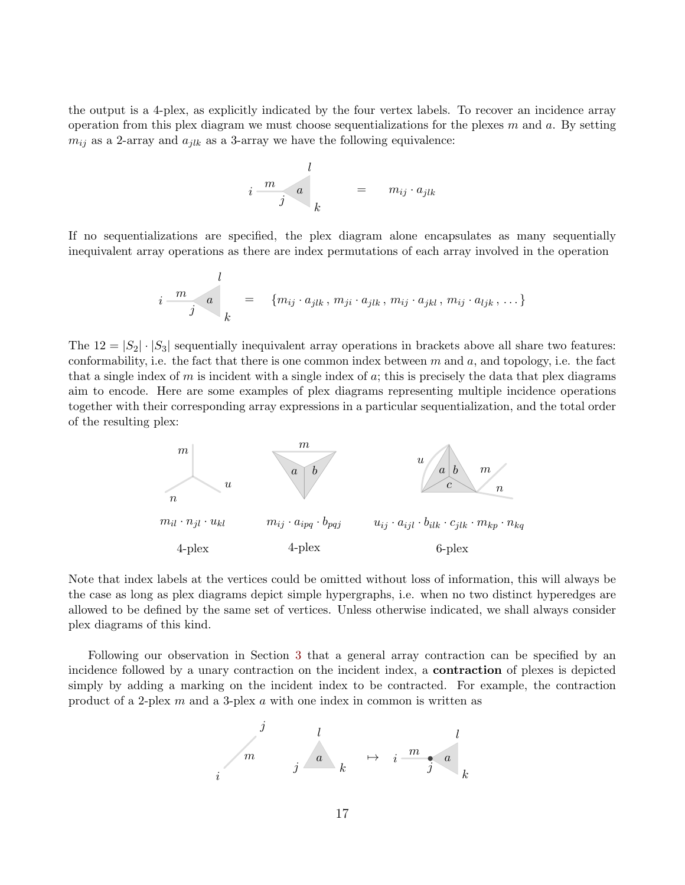the output is a 4-plex, as explicitly indicated by the four vertex labels. To recover an incidence array operation from this plex diagram we must choose sequentializations for the plexes $m$ and $a$. By setting $m_{ij}$ as a 2-array and $a_{jlk}$ as a 3-array we have the following equivalence:

$$= \quad m_{ij} \cdot a_{jlk}$$

If no sequentializations are specified, the plex diagram alone encapsulates as many sequentially inequivalent array operations as there are index permutations of each array involved in the operation

$$= \quad \{m_{ij} \cdot a_{jlk}\,,\, m_{ji} \cdot a_{jlk}\,,\, m_{ij} \cdot a_{jkl}\,,\, m_{ij} \cdot a_{ljk}\,,\, \dots\}$$

The $12 = |S_2| \cdot |S_3|$ sequentially inequivalent array operations in brackets above all share two features: conformability, i.e. the fact that there is one common index between $m$ and $a$, and topology, i.e. the fact that a single index of $m$ is incident with a single index of $a$; this is precisely the data that plex diagrams aim to encode. Here are some examples of plex diagrams representing multiple incidence operations together with their corresponding array expressions in a particular sequentialization, and the total order of the resulting plex:

| $m_{il} \cdot n_{jl} \cdot u_{kl}$ | $m_{ij} \cdot a_{ipq} \cdot b_{pqj}$ | $u_{ij} \cdot a_{ijl} \cdot b_{ilk} \cdot c_{jlk} \cdot m_{kp} \cdot n_{kq}$ |
|---|---|---|
| 4-plex | 4-plex | 6-plex |

Note that index labels at the vertices could be omitted without loss of information, this will always be the case as long as plex diagrams depict simple hypergraphs, i.e. when no two distinct hyperedges are allowed to be defined by the same set of vertices. Unless otherwise indicated, we shall always consider plex diagrams of this kind.

Following our observation in Section 3 that a general array contraction can be specified by an incidence followed by a unary contraction on the incident index, a **contraction** of plexes is depicted simply by adding a marking on the incident index to be contracted. For example, the contraction product of a 2-plex $m$ and a 3-plex $a$ with one index in common is written as

$$\mapsto$$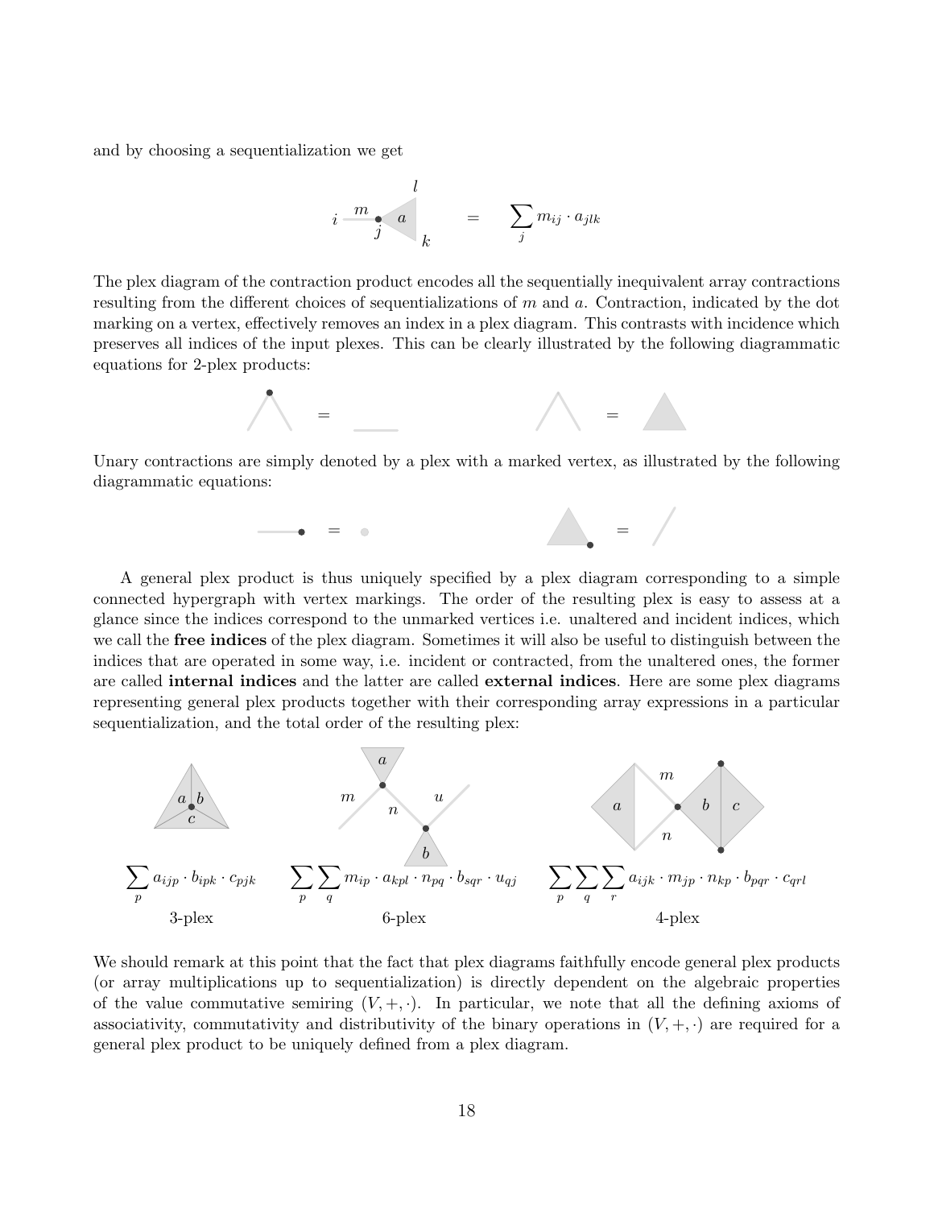and by choosing a sequentialization we get

$$= \quad \sum_j m_{ij} \cdot a_{jlk}$$

The plex diagram of the contraction product encodes all the sequentially inequivalent array contractions resulting from the different choices of sequentializations of $m$ and $a$. Contraction, indicated by the dot marking on a vertex, effectively removes an index in a plex diagram. This contrasts with incidence which preserves all indices of the input plexes. This can be clearly illustrated by the following diagrammatic equations for 2-plex products:

Unary contractions are simply denoted by a plex with a marked vertex, as illustrated by the following diagrammatic equations:

A general plex product is thus uniquely specified by a plex diagram corresponding to a simple connected hypergraph with vertex markings. The order of the resulting plex is easy to assess at a glance since the indices correspond to the unmarked vertices i.e. unaltered and incident indices, which we call the **free indices** of the plex diagram. Sometimes it will also be useful to distinguish between the indices that are operated in some way, i.e. incident or contracted, from the unaltered ones, the former are called **internal indices** and the latter are called **external indices**. Here are some plex diagrams representing general plex products together with their corresponding array expressions in a particular sequentialization, and the total order of the resulting plex:

$$\sum_p a_{ijp} \cdot b_{ipk} \cdot c_{pjk}$$

3-plex

$$\sum_p \sum_q m_{ip} \cdot a_{kpl} \cdot n_{pq} \cdot b_{sqr} \cdot u_{qj}$$

6-plex

$$\sum_p \sum_q \sum_r a_{ijk} \cdot m_{jp} \cdot n_{kp} \cdot b_{pqr} \cdot c_{qrl}$$

4-plex

We should remark at this point that the fact that plex diagrams faithfully encode general plex products (or array multiplications up to sequentialization) is directly dependent on the algebraic properties of the value commutative semiring $(V, +, \cdot)$. In particular, we note that all the defining axioms of associativity, commutativity and distributivity of the binary operations in $(V, +, \cdot)$ are required for a general plex product to be uniquely defined from a plex diagram.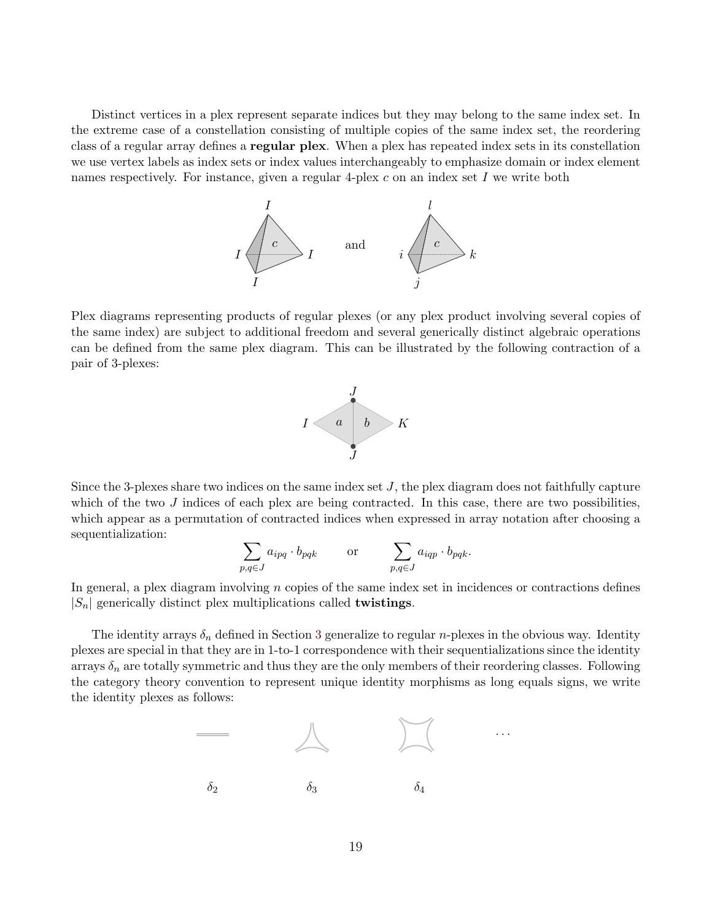Distinct vertices in a plex represent separate indices but they may belong to the same index set. In the extreme case of a constellation consisting of multiple copies of the same index set, the reordering class of a regular array defines a **regular plex**. When a plex has repeated index sets in its constellation we use vertex labels as index sets or index values interchangeably to emphasize domain or index element names respectively. For instance, given a regular 4-plex $c$ on an index set $I$ we write both

and

Plex diagrams representing products of regular plexes (or any plex product involving several copies of the same index) are subject to additional freedom and several generically distinct algebraic operations can be defined from the same plex diagram. This can be illustrated by the following contraction of a pair of 3-plexes:

Since the 3-plexes share two indices on the same index set $J$, the plex diagram does not faithfully capture which of the two $J$ indices of each plex are being contracted. In this case, there are two possibilities, which appear as a permutation of contracted indices when expressed in array notation after choosing a sequentialization:

$$\sum_{p,q \in J} a_{ipq} \cdot b_{pqk} \qquad \text{or} \qquad \sum_{p,q \in J} a_{iqp} \cdot b_{pqk}.$$

In general, a plex diagram involving $n$ copies of the same index set in incidences or contractions defines $|S_n|$ generically distinct plex multiplications called **twistings**.

The identity arrays $\delta_n$ defined in Section 3 generalize to regular $n$-plexes in the obvious way. Identity plexes are special in that they are in 1-to-1 correspondence with their sequentializations since the identity arrays $\delta_n$ are totally symmetric and thus they are the only members of their reordering classes. Following the category theory convention to represent unique identity morphisms as long equals signs, we write the identity plexes as follows:

$\delta_2$ $\qquad$ $\delta_3$ $\qquad$ $\delta_4$ $\qquad \dots$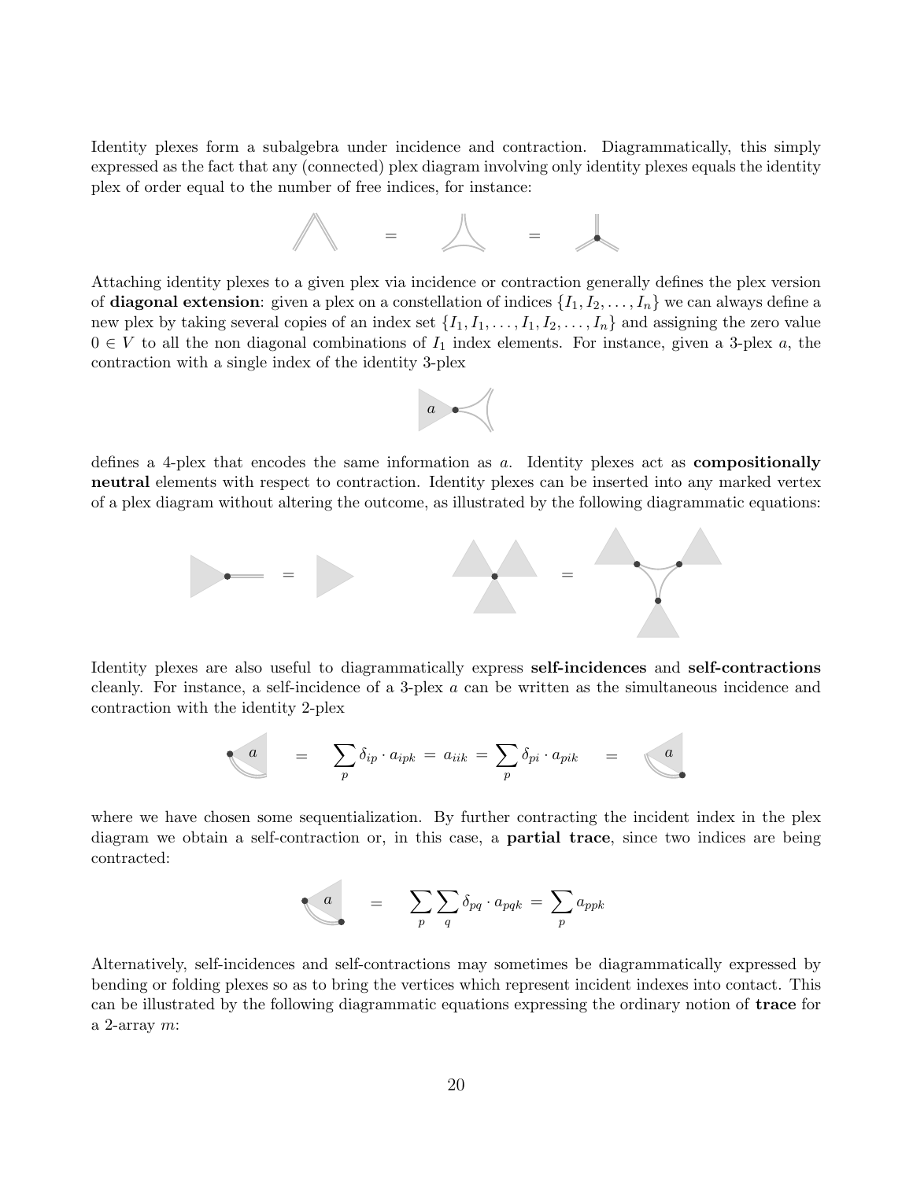Identity plexes form a subalgebra under incidence and contraction. Diagrammatically, this simply expressed as the fact that any (connected) plex diagram involving only identity plexes equals the identity plex of order equal to the number of free indices, for instance:

$$= \qquad =$$

Attaching identity plexes to a given plex via incidence or contraction generally defines the plex version of **diagonal extension**: given a plex on a constellation of indices $\{I_1, I_2, \ldots, I_n\}$ we can always define a new plex by taking several copies of an index set $\{I_1, I_1, \ldots, I_1, I_2, \ldots, I_n\}$ and assigning the zero value $0 \in V$ to all the non diagonal combinations of $I_1$ index elements. For instance, given a 3-plex $a$, the contraction with a single index of the identity 3-plex

defines a 4-plex that encodes the same information as $a$. Identity plexes act as **compositionally neutral** elements with respect to contraction. Identity plexes can be inserted into any marked vertex of a plex diagram without altering the outcome, as illustrated by the following diagrammatic equations:

$$= \qquad\qquad =$$

Identity plexes are also useful to diagrammatically express **self-incidences** and **self-contractions** cleanly. For instance, a self-incidence of a 3-plex $a$ can be written as the simultaneous incidence and contraction with the identity 2-plex

$$= \quad \sum_p \delta_{ip} \cdot a_{ipk} \;=\; a_{iik} \;=\; \sum_p \delta_{pi} \cdot a_{pik} \quad =$$

where we have chosen some sequentialization. By further contracting the incident index in the plex diagram we obtain a self-contraction or, in this case, a **partial trace**, since two indices are being contracted:

$$= \quad \sum_p \sum_q \delta_{pq} \cdot a_{pqk} \;=\; \sum_p a_{ppk}$$

Alternatively, self-incidences and self-contractions may sometimes be diagrammatically expressed by bending or folding plexes so as to bring the vertices which represent incident indexes into contact. This can be illustrated by the following diagrammatic equations expressing the ordinary notion of **trace** for a 2-array $m$: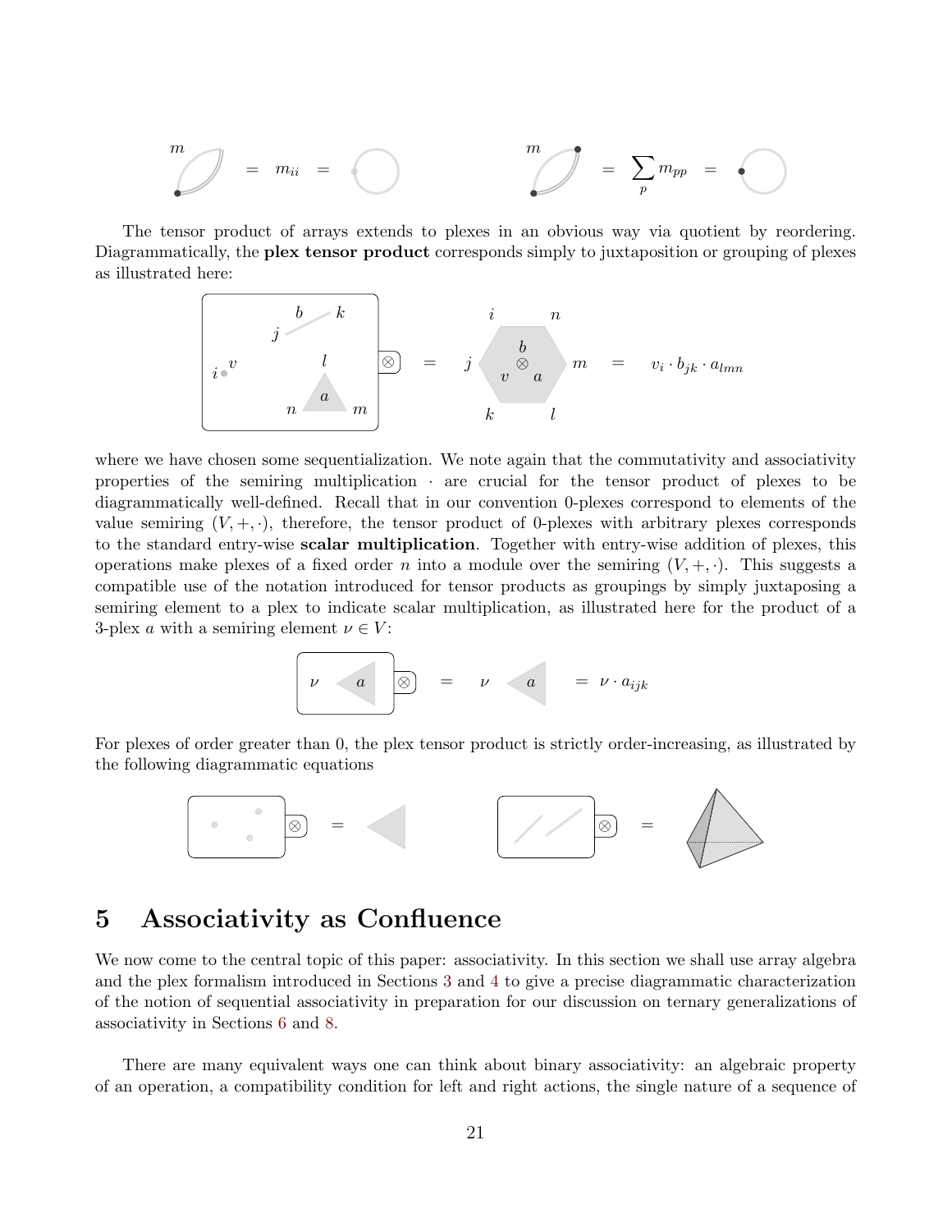$$= m_{ii} =$$

$$= \sum_p m_{pp} =$$

The tensor product of arrays extends to plexes in an obvious way via quotient by reordering. Diagrammatically, the **plex tensor product** corresponds simply to juxtaposition or grouping of plexes as illustrated here:

$$= \quad = v_i \cdot b_{jk} \cdot a_{lmn}$$

where we have chosen some sequentialization. We note again that the commutativity and associativity properties of the semiring multiplication $\cdot$ are crucial for the tensor product of plexes to be diagrammatically well-defined. Recall that in our convention 0-plexes correspond to elements of the value semiring $(V, +, \cdot)$, therefore, the tensor product of 0-plexes with arbitrary plexes corresponds to the standard entry-wise **scalar multiplication**. Together with entry-wise addition of plexes, this operations make plexes of a fixed order $n$ into a module over the semiring $(V, +, \cdot)$. This suggests a compatible use of the notation introduced for tensor products as groupings by simply juxtaposing a semiring element to a plex to indicate scalar multiplication, as illustrated here for the product of a 3-plex $a$ with a semiring element $\nu \in V$:

$$= \quad = \nu \cdot a_{ijk}$$

For plexes of order greater than 0, the plex tensor product is strictly order-increasing, as illustrated by the following diagrammatic equations

# 5 Associativity as Confluence

We now come to the central topic of this paper: associativity. In this section we shall use array algebra and the plex formalism introduced in Sections 3 and 4 to give a precise diagrammatic characterization of the notion of sequential associativity in preparation for our discussion on ternary generalizations of associativity in Sections 6 and 8.

There are many equivalent ways one can think about binary associativity: an algebraic property of an operation, a compatibility condition for left and right actions, the single nature of a sequence of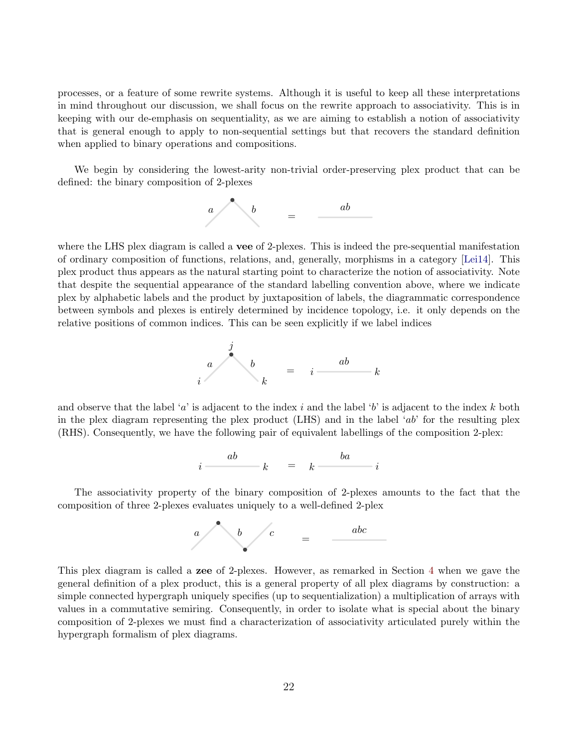processes, or a feature of some rewrite systems. Although it is useful to keep all these interpretations in mind throughout our discussion, we shall focus on the rewrite approach to associativity. This is in keeping with our de-emphasis on sequentiality, as we are aiming to establish a notion of associativity that is general enough to apply to non-sequential settings but that recovers the standard definition when applied to binary operations and compositions.

We begin by considering the lowest-arity non-trivial order-preserving plex product that can be defined: the binary composition of 2-plexes

$$a \quad b \qquad = \qquad ab$$

where the LHS plex diagram is called a **vee** of 2-plexes. This is indeed the pre-sequential manifestation of ordinary composition of functions, relations, and, generally, morphisms in a category [Lei14]. This plex product thus appears as the natural starting point to characterize the notion of associativity. Note that despite the sequential appearance of the standard labelling convention above, where we indicate plex by alphabetic labels and the product by juxtaposition of labels, the diagrammatic correspondence between symbols and plexes is entirely determined by incidence topology, i.e. it only depends on the relative positions of common indices. This can be seen explicitly if we label indices

$$i \;\; a \;\; j \;\; b \;\; k \qquad = \qquad i \;\; ab \;\; k$$

and observe that the label '$a$' is adjacent to the index $i$ and the label '$b$' is adjacent to the index $k$ both in the plex diagram representing the plex product (LHS) and in the label '$ab$' for the resulting plex (RHS). Consequently, we have the following pair of equivalent labellings of the composition 2-plex:

$$i \;\; ab \;\; k \qquad = \qquad k \;\; ba \;\; i$$

The associativity property of the binary composition of 2-plexes amounts to the fact that the composition of three 2-plexes evaluates uniquely to a well-defined 2-plex

$$a \quad b \quad c \qquad = \qquad abc$$

This plex diagram is called a **zee** of 2-plexes. However, as remarked in Section 4 when we gave the general definition of a plex product, this is a general property of all plex diagrams by construction: a simple connected hypergraph uniquely specifies (up to sequentialization) a multiplication of arrays with values in a commutative semiring. Consequently, in order to isolate what is special about the binary composition of 2-plexes we must find a characterization of associativity articulated purely within the hypergraph formalism of plex diagrams.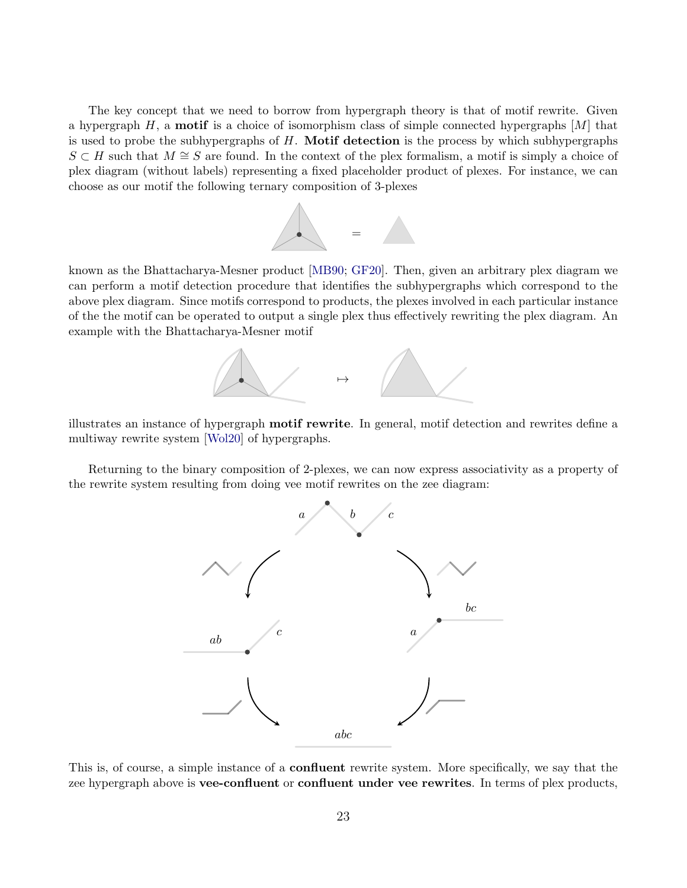The key concept that we need to borrow from hypergraph theory is that of motif rewrite. Given a hypergraph $H$, a **motif** is a choice of isomorphism class of simple connected hypergraphs $[M]$ that is used to probe the subhypergraphs of $H$. **Motif detection** is the process by which subhypergraphs $S \subset H$ such that $M \cong S$ are found. In the context of the plex formalism, a motif is simply a choice of plex diagram (without labels) representing a fixed placeholder product of plexes. For instance, we can choose as our motif the following ternary composition of 3-plexes

known as the Bhattacharya-Mesner product [MB90; GF20]. Then, given an arbitrary plex diagram we can perform a motif detection procedure that identifies the subhypergraphs which correspond to the above plex diagram. Since motifs correspond to products, the plexes involved in each particular instance of the the motif can be operated to output a single plex thus effectively rewriting the plex diagram. An example with the Bhattacharya-Mesner motif

illustrates an instance of hypergraph **motif rewrite**. In general, motif detection and rewrites define a multiway rewrite system [Wol20] of hypergraphs.

Returning to the binary composition of 2-plexes, we can now express associativity as a property of the rewrite system resulting from doing vee motif rewrites on the zee diagram:

This is, of course, a simple instance of a **confluent** rewrite system. More specifically, we say that the zee hypergraph above is **vee-confluent** or **confluent under vee rewrites**. In terms of plex products,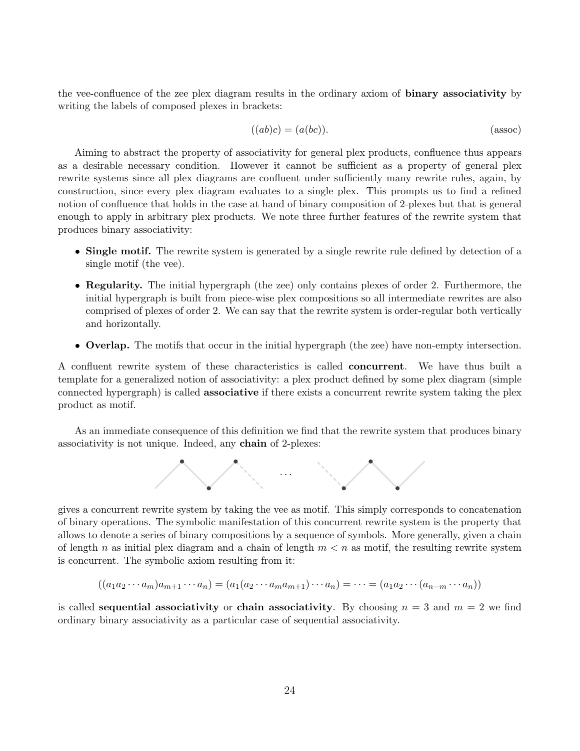the vee-confluence of the zee plex diagram results in the ordinary axiom of **binary associativity** by writing the labels of composed plexes in brackets:

$$((ab)c) = (a(bc)). \tag{assoc}$$

Aiming to abstract the property of associativity for general plex products, confluence thus appears as a desirable necessary condition. However it cannot be sufficient as a property of general plex rewrite systems since all plex diagrams are confluent under sufficiently many rewrite rules, again, by construction, since every plex diagram evaluates to a single plex. This prompts us to find a refined notion of confluence that holds in the case at hand of binary composition of 2-plexes but that is general enough to apply in arbitrary plex products. We note three further features of the rewrite system that produces binary associativity:

- **Single motif.** The rewrite system is generated by a single rewrite rule defined by detection of a single motif (the vee).
- **Regularity.** The initial hypergraph (the zee) only contains plexes of order 2. Furthermore, the initial hypergraph is built from piece-wise plex compositions so all intermediate rewrites are also comprised of plexes of order 2. We can say that the rewrite system is order-regular both vertically and horizontally.
- **Overlap.** The motifs that occur in the initial hypergraph (the zee) have non-empty intersection.

A confluent rewrite system of these characteristics is called **concurrent**. We have thus built a template for a generalized notion of associativity: a plex product defined by some plex diagram (simple connected hypergraph) is called **associative** if there exists a concurrent rewrite system taking the plex product as motif.

As an immediate consequence of this definition we find that the rewrite system that produces binary associativity is not unique. Indeed, any **chain** of 2-plexes:

$\cdots$

gives a concurrent rewrite system by taking the vee as motif. This simply corresponds to concatenation of binary operations. The symbolic manifestation of this concurrent rewrite system is the property that allows to denote a series of binary compositions by a sequence of symbols. More generally, given a chain of length $n$ as initial plex diagram and a chain of length $m < n$ as motif, the resulting rewrite system is concurrent. The symbolic axiom resulting from it:

$$((a_1 a_2 \cdots a_m) a_{m+1} \cdots a_n) = (a_1 (a_2 \cdots a_m a_{m+1}) \cdots a_n) = \cdots = (a_1 a_2 \cdots (a_{n-m} \cdots a_n))$$

is called **sequential associativity** or **chain associativity**. By choosing $n = 3$ and $m = 2$ we find ordinary binary associativity as a particular case of sequential associativity.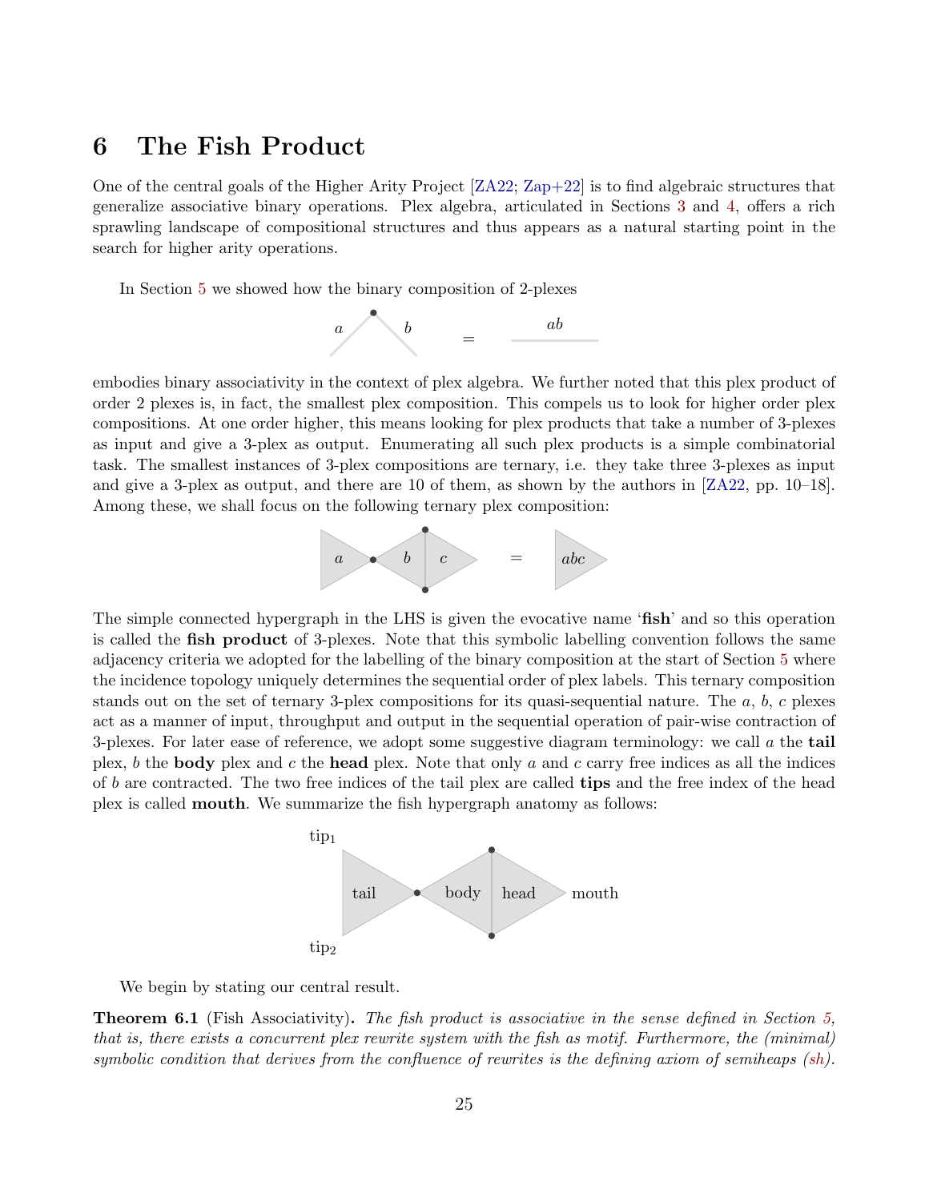# 6 The Fish Product

One of the central goals of the Higher Arity Project [ZA22; Zap+22] is to find algebraic structures that generalize associative binary operations. Plex algebra, articulated in Sections 3 and 4, offers a rich sprawling landscape of compositional structures and thus appears as a natural starting point in the search for higher arity operations.

In Section 5 we showed how the binary composition of 2-plexes

$$a \quad b \quad = \quad ab$$

embodies binary associativity in the context of plex algebra. We further noted that this plex product of order 2 plexes is, in fact, the smallest plex composition. This compels us to look for higher order plex compositions. At one order higher, this means looking for plex products that take a number of 3-plexes as input and give a 3-plex as output. Enumerating all such plex products is a simple combinatorial task. The smallest instances of 3-plex compositions are ternary, i.e. they take three 3-plexes as input and give a 3-plex as output, and there are 10 of them, as shown by the authors in [ZA22, pp. 10–18]. Among these, we shall focus on the following ternary plex composition:

$$a \quad b \quad c \quad = \quad abc$$

The simple connected hypergraph in the LHS is given the evocative name '**fish**' and so this operation is called the **fish product** of 3-plexes. Note that this symbolic labelling convention follows the same adjacency criteria we adopted for the labelling of the binary composition at the start of Section 5 where the incidence topology uniquely determines the sequential order of plex labels. This ternary composition stands out on the set of ternary 3-plex compositions for its quasi-sequential nature. The $a$, $b$, $c$ plexes act as a manner of input, throughput and output in the sequential operation of pair-wise contraction of 3-plexes. For later ease of reference, we adopt some suggestive diagram terminology: we call $a$ the **tail** plex, $b$ the **body** plex and $c$ the **head** plex. Note that only $a$ and $c$ carry free indices as all the indices of $b$ are contracted. The two free indices of the tail plex are called **tips** and the free index of the head plex is called **mouth**. We summarize the fish hypergraph anatomy as follows:

tip$_1$ tail body head mouth tip$_2$

We begin by stating our central result.

**Theorem 6.1** (Fish Associativity)**.** *The fish product is associative in the sense defined in Section 5, that is, there exists a concurrent plex rewrite system with the fish as motif. Furthermore, the (minimal) symbolic condition that derives from the confluence of rewrites is the defining axiom of semiheaps (sh).*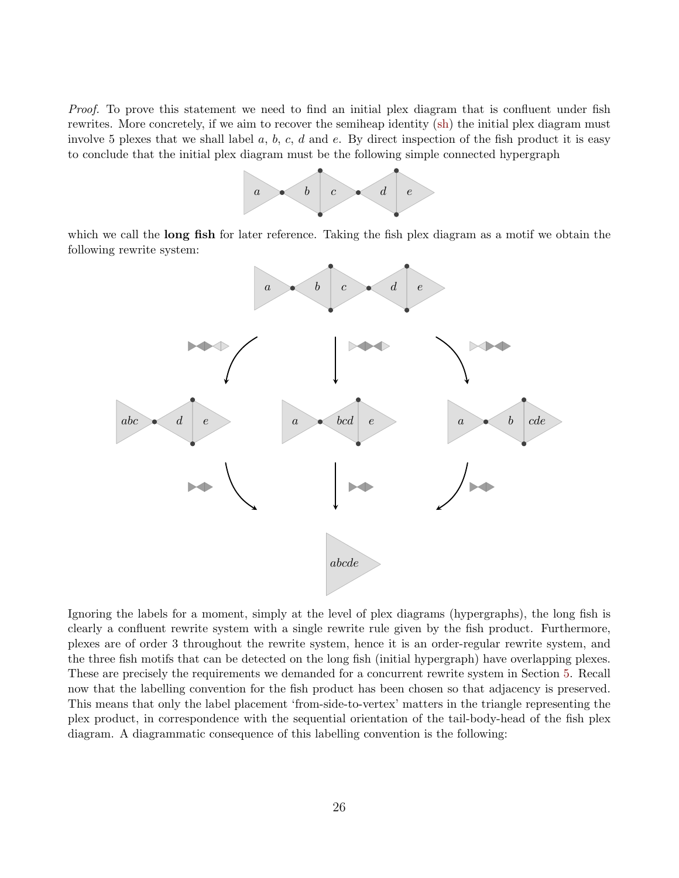*Proof.* To prove this statement we need to find an initial plex diagram that is confluent under fish rewrites. More concretely, if we aim to recover the semiheap identity (sh) the initial plex diagram must involve 5 plexes that we shall label $a$, $b$, $c$, $d$ and $e$. By direct inspection of the fish product it is easy to conclude that the initial plex diagram must be the following simple connected hypergraph

which we call the **long fish** for later reference. Taking the fish plex diagram as a motif we obtain the following rewrite system:

Ignoring the labels for a moment, simply at the level of plex diagrams (hypergraphs), the long fish is clearly a confluent rewrite system with a single rewrite rule given by the fish product. Furthermore, plexes are of order 3 throughout the rewrite system, hence it is an order-regular rewrite system, and the three fish motifs that can be detected on the long fish (initial hypergraph) have overlapping plexes. These are precisely the requirements we demanded for a concurrent rewrite system in Section 5. Recall now that the labelling convention for the fish product has been chosen so that adjacency is preserved. This means that only the label placement 'from-side-to-vertex' matters in the triangle representing the plex product, in correspondence with the sequential orientation of the tail-body-head of the fish plex diagram. A diagrammatic consequence of this labelling convention is the following: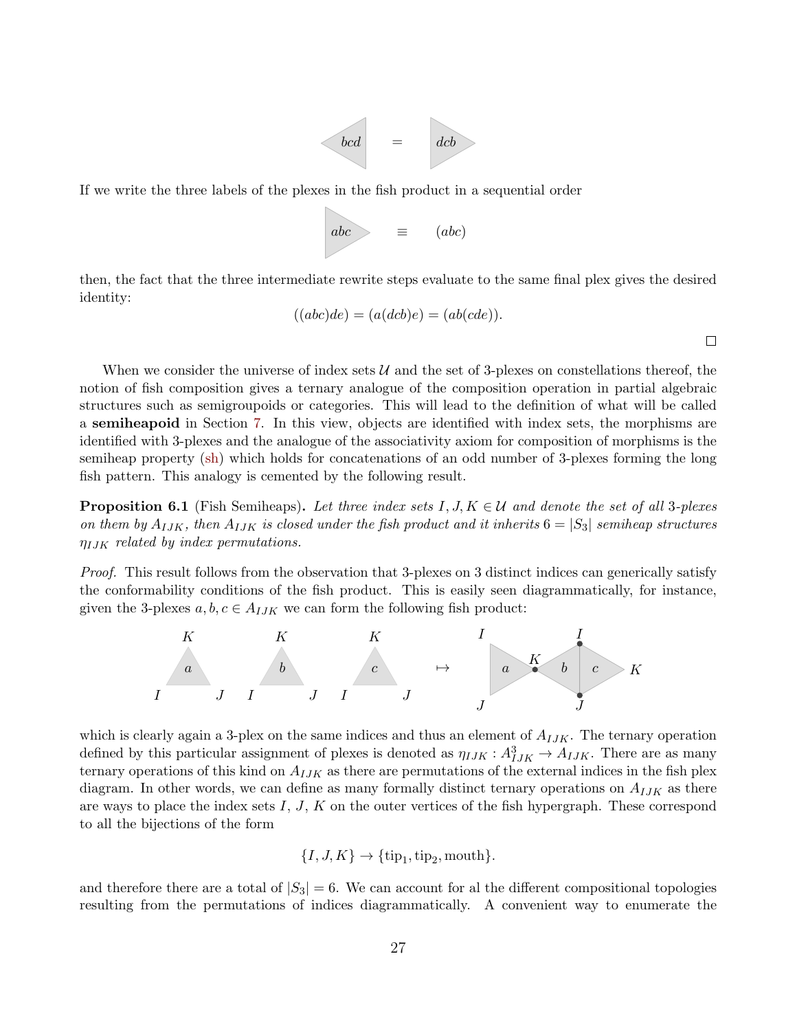If we write the three labels of the plexes in the fish product in a sequential order

then, the fact that the three intermediate rewrite steps evaluate to the same final plex gives the desired identity:

$$((abc)de) = (a(dcb)e) = (ab(cde)).$$

□

When we consider the universe of index sets $\mathcal{U}$ and the set of 3-plexes on constellations thereof, the notion of fish composition gives a ternary analogue of the composition operation in partial algebraic structures such as semigroupoids or categories. This will lead to the definition of what will be called a **semiheapoid** in Section 7. In this view, objects are identified with index sets, the morphisms are identified with 3-plexes and the analogue of the associativity axiom for composition of morphisms is the semiheap property (sh) which holds for concatenations of an odd number of 3-plexes forming the long fish pattern. This analogy is cemented by the following result.

**Proposition 6.1** (Fish Semiheaps)**.** *Let three index sets $I, J, K \in \mathcal{U}$ and denote the set of all 3-plexes on them by $A_{IJK}$, then $A_{IJK}$ is closed under the fish product and it inherits $6 = |S_3|$ semiheap structures $\eta_{IJK}$ related by index permutations.*

*Proof.* This result follows from the observation that 3-plexes on 3 distinct indices can generically satisfy the conformability conditions of the fish product. This is easily seen diagrammatically, for instance, given the 3-plexes $a, b, c \in A_{IJK}$ we can form the following fish product:

which is clearly again a 3-plex on the same indices and thus an element of $A_{IJK}$. The ternary operation defined by this particular assignment of plexes is denoted as $\eta_{IJK} : A^3_{IJK} \to A_{IJK}$. There are as many ternary operations of this kind on $A_{IJK}$ as there are permutations of the external indices in the fish plex diagram. In other words, we can define as many formally distinct ternary operations on $A_{IJK}$ as there are ways to place the index sets $I$, $J$, $K$ on the outer vertices of the fish hypergraph. These correspond to all the bijections of the form

$$\{I, J, K\} \to \{\text{tip}_1, \text{tip}_2, \text{mouth}\}.$$

and therefore there are a total of $|S_3| = 6$. We can account for al the different compositional topologies resulting from the permutations of indices diagrammatically. A convenient way to enumerate the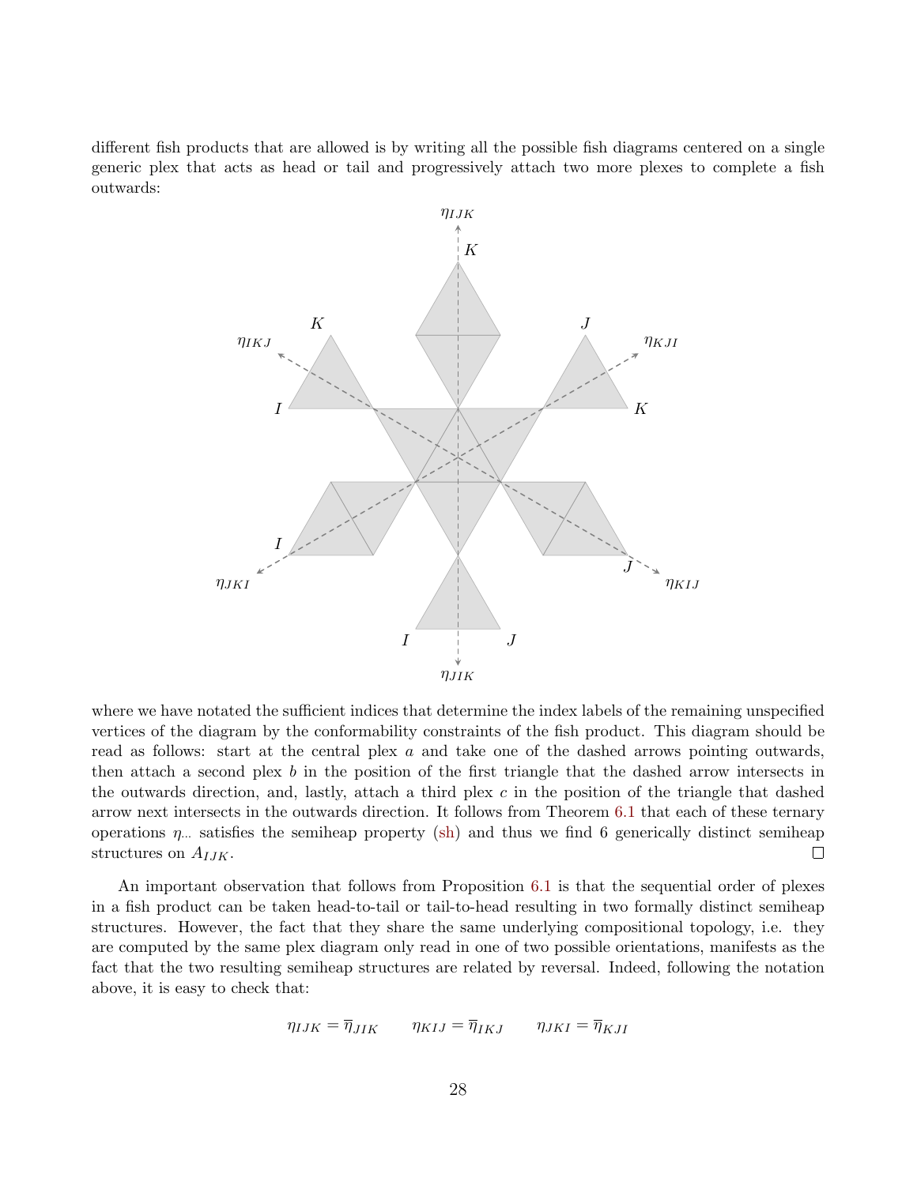different fish products that are allowed is by writing all the possible fish diagrams centered on a single generic plex that acts as head or tail and progressively attach two more plexes to complete a fish outwards:

where we have notated the sufficient indices that determine the index labels of the remaining unspecified vertices of the diagram by the conformability constraints of the fish product. This diagram should be read as follows: start at the central plex $a$ and take one of the dashed arrows pointing outwards, then attach a second plex $b$ in the position of the first triangle that the dashed arrow intersects in the outwards direction, and, lastly, attach a third plex $c$ in the position of the triangle that dashed arrow next intersects in the outwards direction. It follows from Theorem 6.1 that each of these ternary operations $\eta_{...}$ satisfies the semiheap property (sh) and thus we find 6 generically distinct semiheap structures on $A_{IJK}$. □

An important observation that follows from Proposition 6.1 is that the sequential order of plexes in a fish product can be taken head-to-tail or tail-to-head resulting in two formally distinct semiheap structures. However, the fact that they share the same underlying compositional topology, i.e. they are computed by the same plex diagram only read in one of two possible orientations, manifests as the fact that the two resulting semiheap structures are related by reversal. Indeed, following the notation above, it is easy to check that:

$$\eta_{IJK} = \overline{\eta}_{JIK} \qquad \eta_{KIJ} = \overline{\eta}_{IKJ} \qquad \eta_{JKI} = \overline{\eta}_{KJI}$$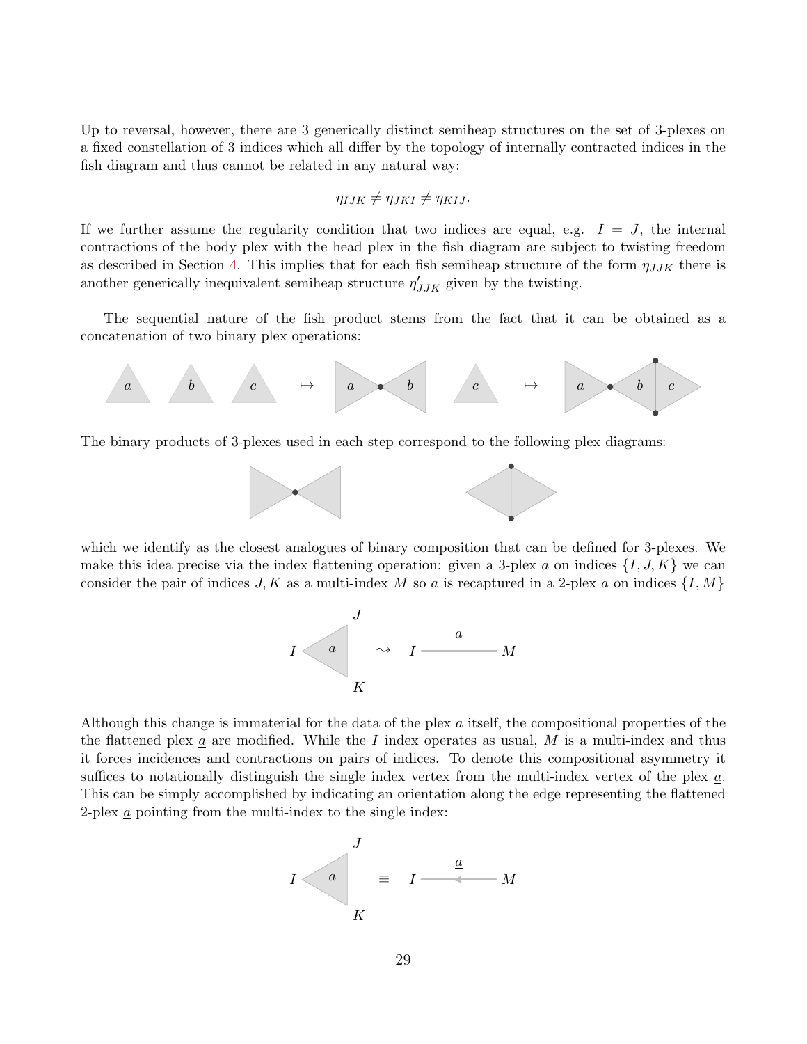Up to reversal, however, there are 3 generically distinct semiheap structures on the set of 3-plexes on a fixed constellation of 3 indices which all differ by the topology of internally contracted indices in the fish diagram and thus cannot be related in any natural way:

$$\eta_{IJK} \neq \eta_{JKI} \neq \eta_{KIJ}.$$

If we further assume the regularity condition that two indices are equal, e.g. $I = J$, the internal contractions of the body plex with the head plex in the fish diagram are subject to twisting freedom as described in Section 4. This implies that for each fish semiheap structure of the form $\eta_{JJK}$ there is another generically inequivalent semiheap structure $\eta'_{JJK}$ given by the twisting.

The sequential nature of the fish product stems from the fact that it can be obtained as a concatenation of two binary plex operations:

The binary products of 3-plexes used in each step correspond to the following plex diagrams:

which we identify as the closest analogues of binary composition that can be defined for 3-plexes. We make this idea precise via the index flattening operation: given a 3-plex $a$ on indices $\{I, J, K\}$ we can consider the pair of indices $J, K$ as a multi-index $M$ so $a$ is recaptured in a 2-plex $\underline{a}$ on indices $\{I, M\}$

Although this change is immaterial for the data of the plex $a$ itself, the compositional properties of the the flattened plex $\underline{a}$ are modified. While the $I$ index operates as usual, $M$ is a multi-index and thus it forces incidences and contractions on pairs of indices. To denote this compositional asymmetry it suffices to notationally distinguish the single index vertex from the multi-index vertex of the plex $\underline{a}$. This can be simply accomplished by indicating an orientation along the edge representing the flattened 2-plex $\underline{a}$ pointing from the multi-index to the single index: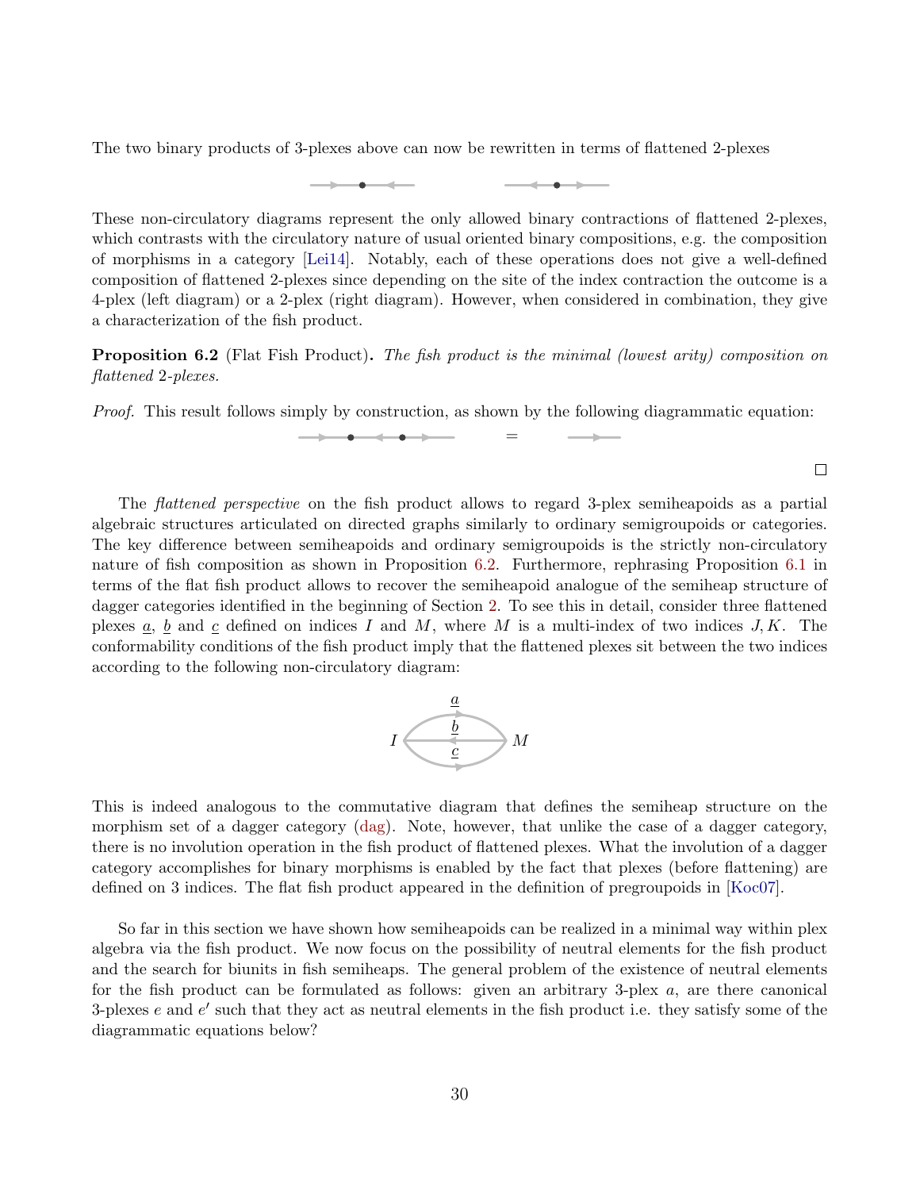The two binary products of 3-plexes above can now be rewritten in terms of flattened 2-plexes

These non-circulatory diagrams represent the only allowed binary contractions of flattened 2-plexes, which contrasts with the circulatory nature of usual oriented binary compositions, e.g. the composition of morphisms in a category [Lei14]. Notably, each of these operations does not give a well-defined composition of flattened 2-plexes since depending on the site of the index contraction the outcome is a 4-plex (left diagram) or a 2-plex (right diagram). However, when considered in combination, they give a characterization of the fish product.

**Proposition 6.2** (Flat Fish Product)**.** *The fish product is the minimal (lowest arity) composition on flattened 2-plexes.*

*Proof.* This result follows simply by construction, as shown by the following diagrammatic equation:

$$=$$

□

The *flattened perspective* on the fish product allows to regard 3-plex semiheapoids as a partial algebraic structures articulated on directed graphs similarly to ordinary semigroupoids or categories. The key difference between semiheapoids and ordinary semigroupoids is the strictly non-circulatory nature of fish composition as shown in Proposition 6.2. Furthermore, rephrasing Proposition 6.1 in terms of the flat fish product allows to recover the semiheapoid analogue of the semiheap structure of dagger categories identified in the beginning of Section 2. To see this in detail, consider three flattened plexes $\underline{a}$, $\underline{b}$ and $\underline{c}$ defined on indices $I$ and $M$, where $M$ is a multi-index of two indices $J, K$. The conformability conditions of the fish product imply that the flattened plexes sit between the two indices according to the following non-circulatory diagram:

This is indeed analogous to the commutative diagram that defines the semiheap structure on the morphism set of a dagger category (dag). Note, however, that unlike the case of a dagger category, there is no involution operation in the fish product of flattened plexes. What the involution of a dagger category accomplishes for binary morphisms is enabled by the fact that plexes (before flattening) are defined on 3 indices. The flat fish product appeared in the definition of pregroupoids in [Koc07].

So far in this section we have shown how semiheapoids can be realized in a minimal way within plex algebra via the fish product. We now focus on the possibility of neutral elements for the fish product and the search for biunits in fish semiheaps. The general problem of the existence of neutral elements for the fish product can be formulated as follows: given an arbitrary 3-plex $a$, are there canonical 3-plexes $e$ and $e'$ such that they act as neutral elements in the fish product i.e. they satisfy some of the diagrammatic equations below?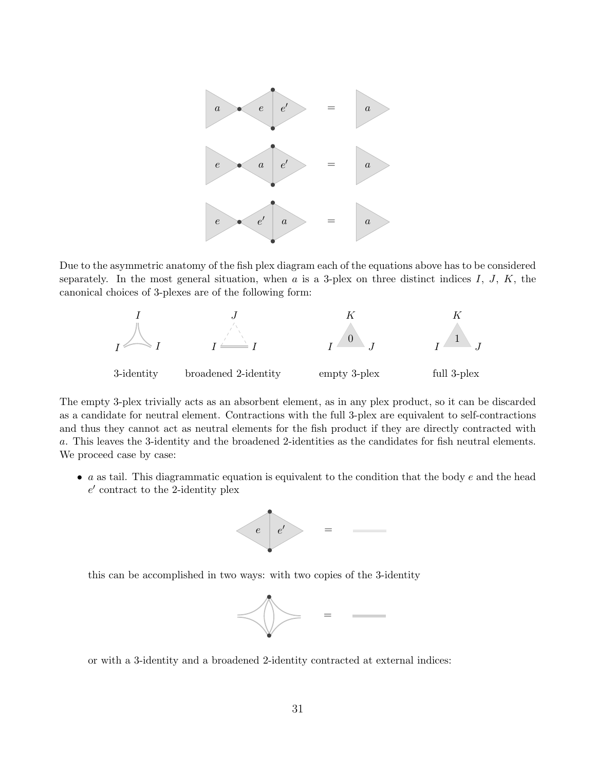Due to the asymmetric anatomy of the fish plex diagram each of the equations above has to be considered separately. In the most general situation, when $a$ is a 3-plex on three distinct indices $I$, $J$, $K$, the canonical choices of 3-plexes are of the following form:

3-identity    broadened 2-identity    empty 3-plex    full 3-plex

The empty 3-plex trivially acts as an absorbent element, as in any plex product, so it can be discarded as a candidate for neutral element. Contractions with the full 3-plex are equivalent to self-contractions and thus they cannot act as neutral elements for the fish product if they are directly contracted with $a$. This leaves the 3-identity and the broadened 2-identities as the candidates for fish neutral elements. We proceed case by case:

- $a$ as tail. This diagrammatic equation is equivalent to the condition that the body $e$ and the head $e'$ contract to the 2-identity plex

  this can be accomplished in two ways: with two copies of the 3-identity

  or with a 3-identity and a broadened 2-identity contracted at external indices: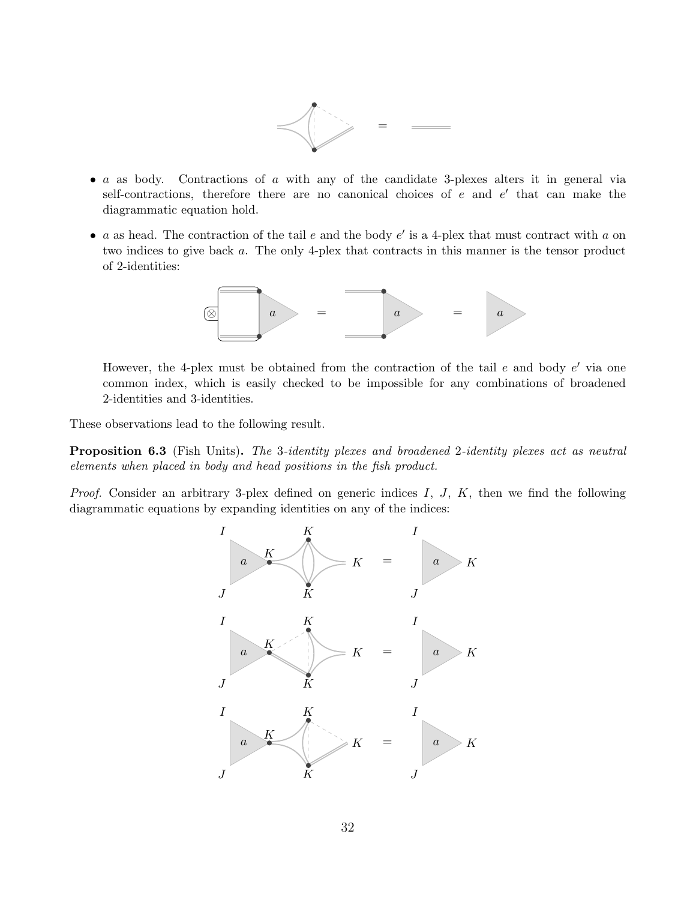- $a$ as body. Contractions of $a$ with any of the candidate 3-plexes alters it in general via self-contractions, therefore there are no canonical choices of $e$ and $e'$ that can make the diagrammatic equation hold.

- $a$ as head. The contraction of the tail $e$ and the body $e'$ is a 4-plex that must contract with $a$ on two indices to give back $a$. The only 4-plex that contracts in this manner is the tensor product of 2-identities:

  However, the 4-plex must be obtained from the contraction of the tail $e$ and body $e'$ via one common index, which is easily checked to be impossible for any combinations of broadened 2-identities and 3-identities.

These observations lead to the following result.

**Proposition 6.3** (Fish Units)**.** *The 3-identity plexes and broadened 2-identity plexes act as neutral elements when placed in body and head positions in the fish product.*

*Proof.* Consider an arbitrary 3-plex defined on generic indices $I$, $J$, $K$, then we find the following diagrammatic equations by expanding identities on any of the indices: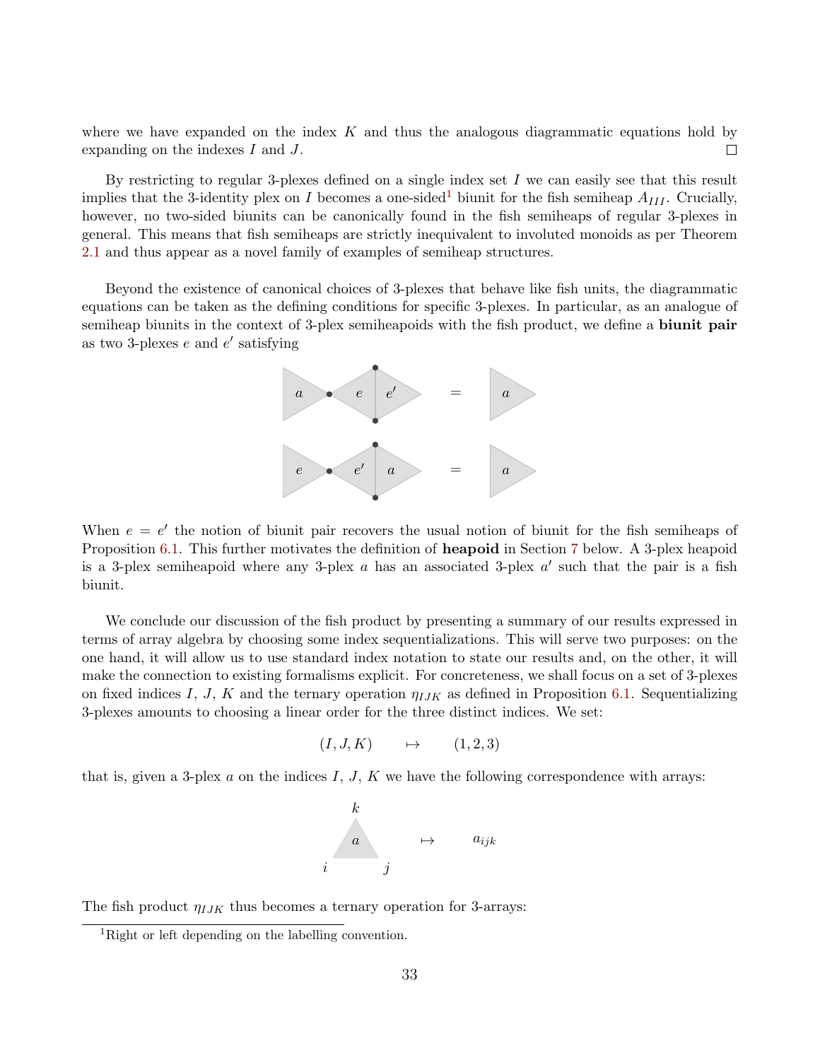where we have expanded on the index $K$ and thus the analogous diagrammatic equations hold by expanding on the indexes $I$ and $J$. □

By restricting to regular 3-plexes defined on a single index set $I$ we can easily see that this result implies that the 3-identity plex on $I$ becomes a one-sided[1] biunit for the fish semiheap $A_{III}$. Crucially, however, no two-sided biunits can be canonically found in the fish semiheaps of regular 3-plexes in general. This means that fish semiheaps are strictly inequivalent to involuted monoids as per Theorem 2.1 and thus appear as a novel family of examples of semiheap structures.

Beyond the existence of canonical choices of 3-plexes that behave like fish units, the diagrammatic equations can be taken as the defining conditions for specific 3-plexes. In particular, as an analogue of semiheap biunits in the context of 3-plex semiheapoids with the fish product, we define a **biunit pair** as two 3-plexes $e$ and $e'$ satisfying

When $e = e'$ the notion of biunit pair recovers the usual notion of biunit for the fish semiheaps of Proposition 6.1. This further motivates the definition of **heapoid** in Section 7 below. A 3-plex heapoid is a 3-plex semiheapoid where any 3-plex $a$ has an associated 3-plex $a'$ such that the pair is a fish biunit.

We conclude our discussion of the fish product by presenting a summary of our results expressed in terms of array algebra by choosing some index sequentializations. This will serve two purposes: on the one hand, it will allow us to use standard index notation to state our results and, on the other, it will make the connection to existing formalisms explicit. For concreteness, we shall focus on a set of 3-plexes on fixed indices $I$, $J$, $K$ and the ternary operation $\eta_{IJK}$ as defined in Proposition 6.1. Sequentializing 3-plexes amounts to choosing a linear order for the three distinct indices. We set:

$$(I, J, K) \qquad \mapsto \qquad (1, 2, 3)$$

that is, given a 3-plex $a$ on the indices $I$, $J$, $K$ we have the following correspondence with arrays:

$$a \mapsto a_{ijk}$$

The fish product $\eta_{IJK}$ thus becomes a ternary operation for 3-arrays:

[1] Right or left depending on the labelling convention.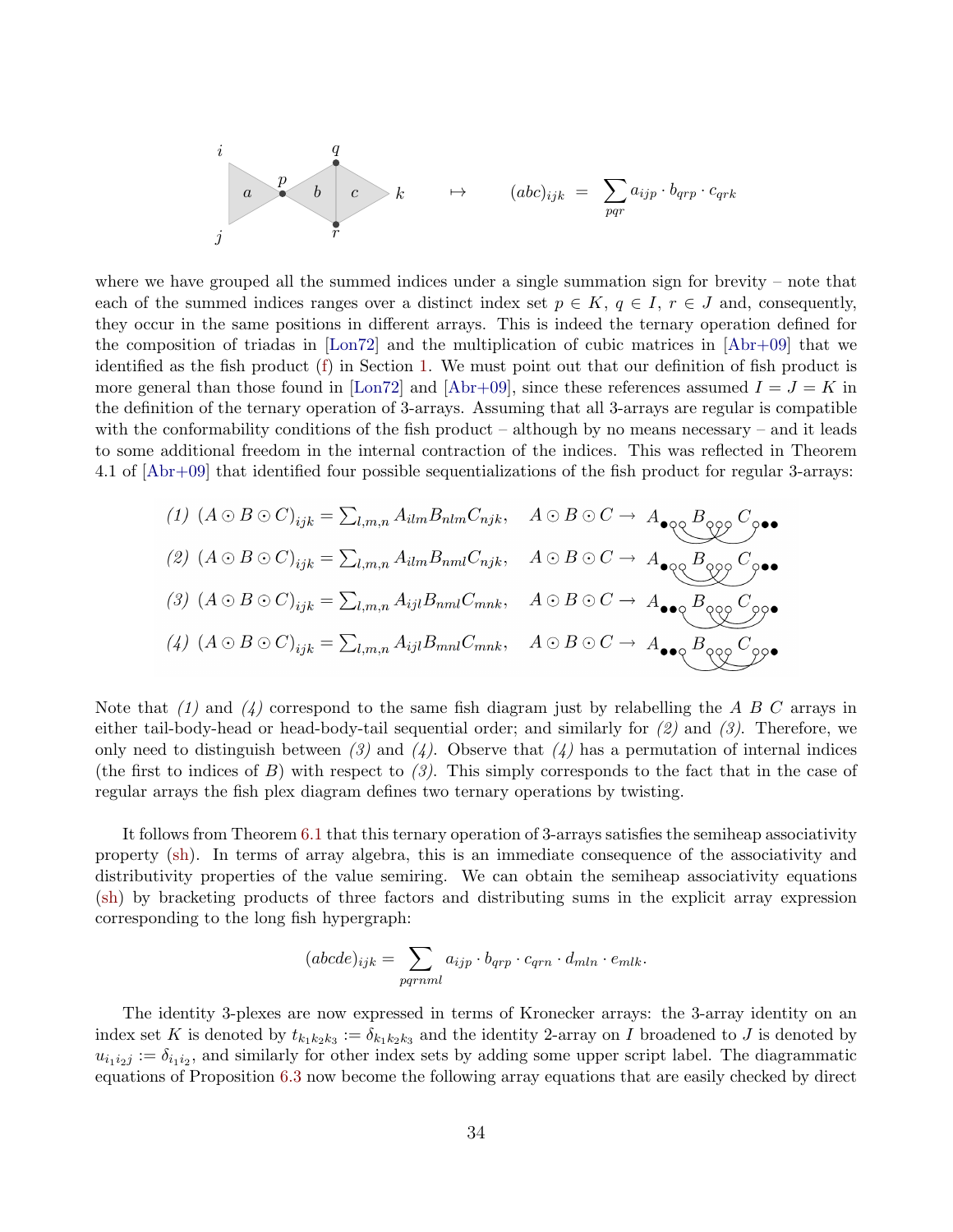$$(abc)_{ijk} = \sum_{pqr} a_{ijp} \cdot b_{qrp} \cdot c_{qrk}$$

where we have grouped all the summed indices under a single summation sign for brevity – note that each of the summed indices ranges over a distinct index set $p \in K$, $q \in I$, $r \in J$ and, consequently, they occur in the same positions in different arrays. This is indeed the ternary operation defined for the composition of triadas in [Lon72] and the multiplication of cubic matrices in [Abr+09] that we identified as the fish product (f) in Section 1. We must point out that our definition of fish product is more general than those found in [Lon72] and [Abr+09], since these references assumed $I = J = K$ in the definition of the ternary operation of 3-arrays. Assuming that all 3-arrays are regular is compatible with the conformability conditions of the fish product – although by no means necessary – and it leads to some additional freedom in the internal contraction of the indices. This was reflected in Theorem 4.1 of [Abr+09] that identified four possible sequentializations of the fish product for regular 3-arrays:

*(1)* $(A \odot B \odot C)_{ijk} = \sum_{l,m,n} A_{ilm} B_{nlm} C_{njk}$, $\quad A \odot B \odot C \to$

*(2)* $(A \odot B \odot C)_{ijk} = \sum_{l,m,n} A_{ilm} B_{nml} C_{njk}$, $\quad A \odot B \odot C \to$

*(3)* $(A \odot B \odot C)_{ijk} = \sum_{l,m,n} A_{ijl} B_{nml} C_{mnk}$, $\quad A \odot B \odot C \to$

*(4)* $(A \odot B \odot C)_{ijk} = \sum_{l,m,n} A_{ijl} B_{mnl} C_{mnk}$, $\quad A \odot B \odot C \to$

Note that *(1)* and *(4)* correspond to the same fish diagram just by relabelling the $A$ $B$ $C$ arrays in either tail-body-head or head-body-tail sequential order; and similarly for *(2)* and *(3)*. Therefore, we only need to distinguish between *(3)* and *(4)*. Observe that *(4)* has a permutation of internal indices (the first to indices of $B$) with respect to *(3)*. This simply corresponds to the fact that in the case of regular arrays the fish plex diagram defines two ternary operations by twisting.

It follows from Theorem 6.1 that this ternary operation of 3-arrays satisfies the semiheap associativity property (sh). In terms of array algebra, this is an immediate consequence of the associativity and distributivity properties of the value semiring. We can obtain the semiheap associativity equations (sh) by bracketing products of three factors and distributing sums in the explicit array expression corresponding to the long fish hypergraph:

$$(abcde)_{ijk} = \sum_{pqrnml} a_{ijp} \cdot b_{qrp} \cdot c_{qrn} \cdot d_{mln} \cdot e_{mlk}.$$

The identity 3-plexes are now expressed in terms of Kronecker arrays: the 3-array identity on an index set $K$ is denoted by $t_{k_1k_2k_3} := \delta_{k_1k_2k_3}$ and the identity 2-array on $I$ broadened to $J$ is denoted by $u_{i_1i_2j} := \delta_{i_1i_2}$, and similarly for other index sets by adding some upper script label. The diagrammatic equations of Proposition 6.3 now become the following array equations that are easily checked by direct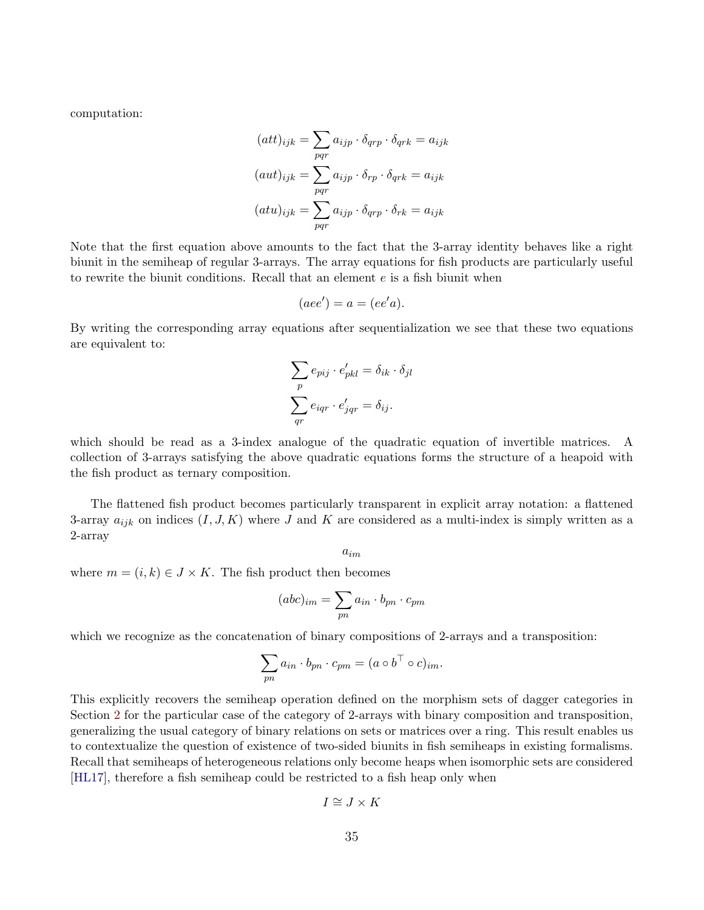computation:

$$
\begin{aligned}
(att)_{ijk} &= \sum_{pqr} a_{ijp} \cdot \delta_{qrp} \cdot \delta_{qrk} = a_{ijk} \\
(aut)_{ijk} &= \sum_{pqr} a_{ijp} \cdot \delta_{rp} \cdot \delta_{qrk} = a_{ijk} \\
(atu)_{ijk} &= \sum_{pqr} a_{ijp} \cdot \delta_{qrp} \cdot \delta_{rk} = a_{ijk}
\end{aligned}
$$

Note that the first equation above amounts to the fact that the 3-array identity behaves like a right biunit in the semiheap of regular 3-arrays. The array equations for fish products are particularly useful to rewrite the biunit conditions. Recall that an element $e$ is a fish biunit when

$$
(aee') = a = (ee'a).
$$

By writing the corresponding array equations after sequentialization we see that these two equations are equivalent to:

$$
\begin{aligned}
\sum_{p} e_{pij} \cdot e'_{pkl} &= \delta_{ik} \cdot \delta_{jl} \\
\sum_{qr} e_{iqr} \cdot e'_{jqr} &= \delta_{ij}.
\end{aligned}
$$

which should be read as a 3-index analogue of the quadratic equation of invertible matrices. A collection of 3-arrays satisfying the above quadratic equations forms the structure of a heapoid with the fish product as ternary composition.

The flattened fish product becomes particularly transparent in explicit array notation: a flattened 3-array $a_{ijk}$ on indices $(I, J, K)$ where $J$ and $K$ are considered as a multi-index is simply written as a 2-array

$$
a_{im}
$$

where $m = (i, k) \in J \times K$. The fish product then becomes

$$
(abc)_{im} = \sum_{pn} a_{in} \cdot b_{pn} \cdot c_{pm}
$$

which we recognize as the concatenation of binary compositions of 2-arrays and a transposition:

$$
\sum_{pn} a_{in} \cdot b_{pn} \cdot c_{pm} = (a \circ b^{\top} \circ c)_{im}.
$$

This explicitly recovers the semiheap operation defined on the morphism sets of dagger categories in Section 2 for the particular case of the category of 2-arrays with binary composition and transposition, generalizing the usual category of binary relations on sets or matrices over a ring. This result enables us to contextualize the question of existence of two-sided biunits in fish semiheaps in existing formalisms. Recall that semiheaps of heterogeneous relations only become heaps when isomorphic sets are considered [HL17], therefore a fish semiheap could be restricted to a fish heap only when

$$
I \cong J \times K
$$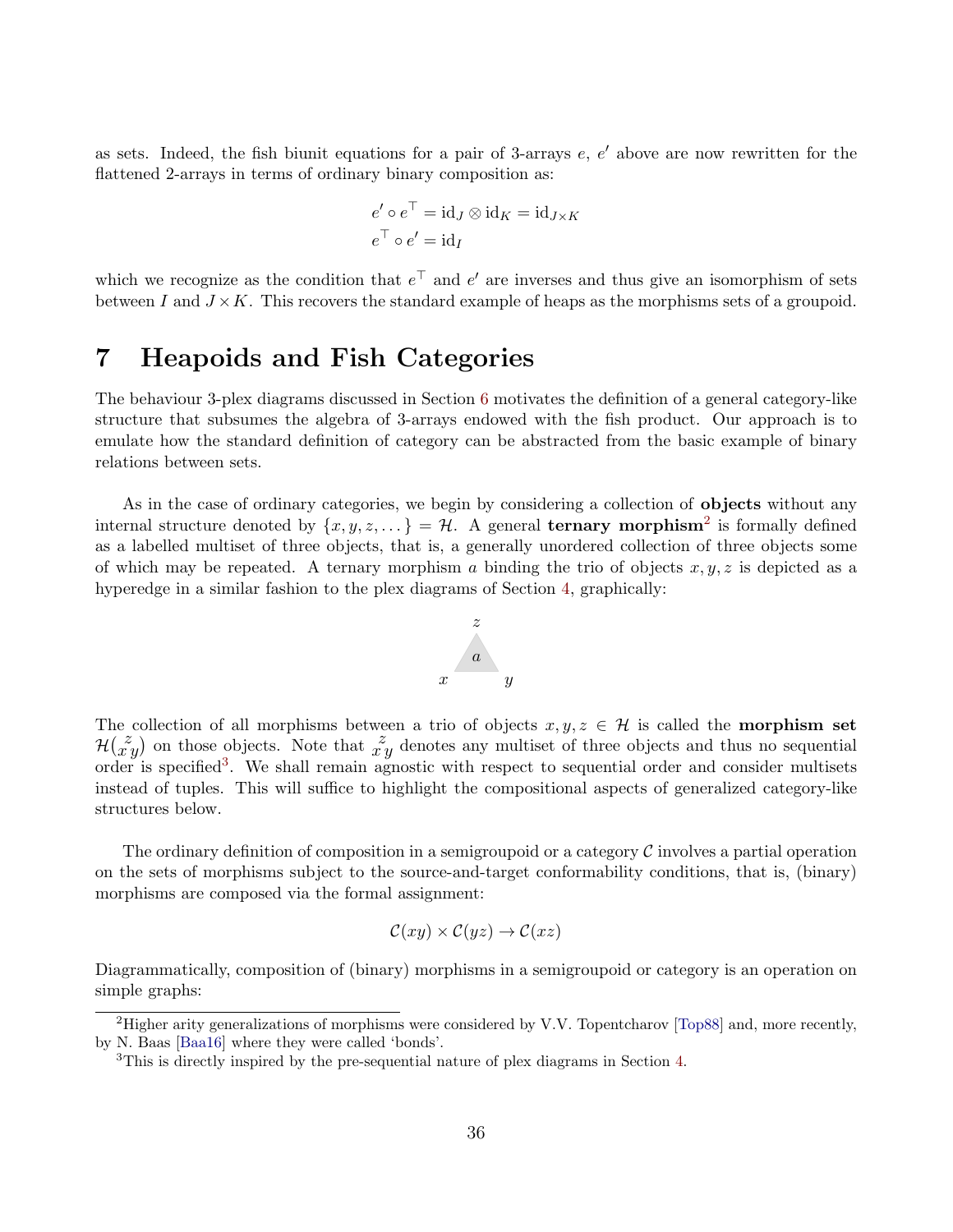as sets. Indeed, the fish biunit equations for a pair of 3-arrays $e$, $e'$ above are now rewritten for the flattened 2-arrays in terms of ordinary binary composition as:

$$e' \circ e^\top = \mathrm{id}_J \otimes \mathrm{id}_K = \mathrm{id}_{J\times K}$$
$$e^\top \circ e' = \mathrm{id}_I$$

which we recognize as the condition that $e^\top$ and $e'$ are inverses and thus give an isomorphism of sets between $I$ and $J \times K$. This recovers the standard example of heaps as the morphisms sets of a groupoid.

# 7 Heapoids and Fish Categories

The behaviour 3-plex diagrams discussed in Section 6 motivates the definition of a general category-like structure that subsumes the algebra of 3-arrays endowed with the fish product. Our approach is to emulate how the standard definition of category can be abstracted from the basic example of binary relations between sets.

As in the case of ordinary categories, we begin by considering a collection of **objects** without any internal structure denoted by $\{x, y, z, \dots\} = \mathcal{H}$. A general **ternary morphism**[2] is formally defined as a labelled multiset of three objects, that is, a generally unordered collection of three objects some of which may be repeated. A ternary morphism $a$ binding the trio of objects $x, y, z$ is depicted as a hyperedge in a similar fashion to the plex diagrams of Section 4, graphically:

The collection of all morphisms between a trio of objects $x, y, z \in \mathcal{H}$ is called the **morphism set** $\mathcal{H}\binom{z}{x\,y}$ on those objects. Note that $\substack{z\\x\,y}$ denotes any multiset of three objects and thus no sequential order is specified[3]. We shall remain agnostic with respect to sequential order and consider multisets instead of tuples. This will suffice to highlight the compositional aspects of generalized category-like structures below.

The ordinary definition of composition in a semigroupoid or a category $\mathcal{C}$ involves a partial operation on the sets of morphisms subject to the source-and-target conformability conditions, that is, (binary) morphisms are composed via the formal assignment:

$$\mathcal{C}(xy) \times \mathcal{C}(yz) \to \mathcal{C}(xz)$$

Diagrammatically, composition of (binary) morphisms in a semigroupoid or category is an operation on simple graphs:

[2] Higher arity generalizations of morphisms were considered by V.V. Topentcharov [Top88] and, more recently, by N. Baas [Baa16] where they were called 'bonds'.

[3] This is directly inspired by the pre-sequential nature of plex diagrams in Section 4.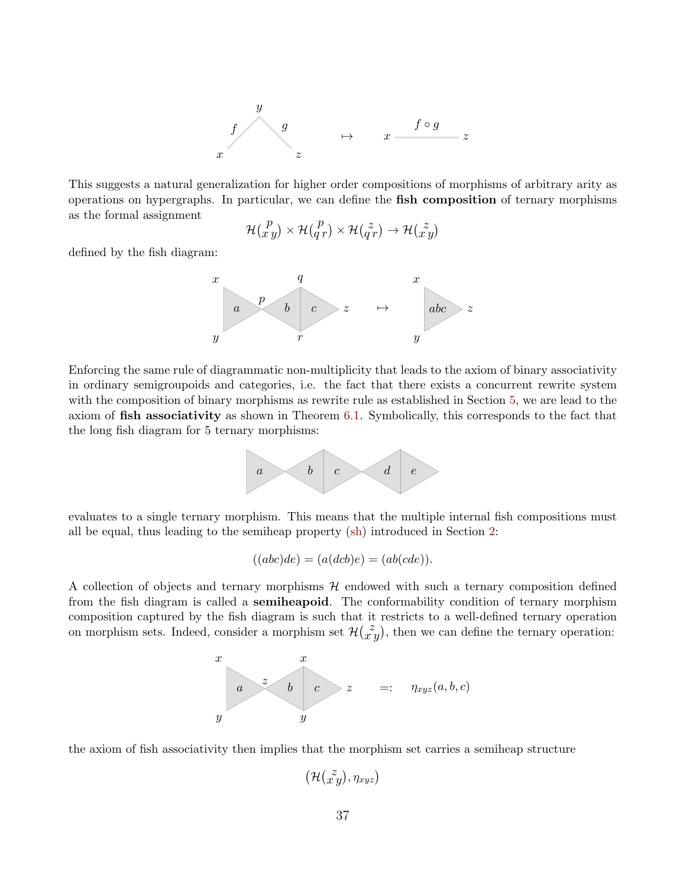This suggests a natural generalization for higher order compositions of morphisms of arbitrary arity as operations on hypergraphs. In particular, we can define the **fish composition** of ternary morphisms as the formal assignment

$$\mathcal{H}\big(\begin{smallmatrix} & p \\ x & y \end{smallmatrix}\big) \times \mathcal{H}\big(\begin{smallmatrix} & p \\ q & r \end{smallmatrix}\big) \times \mathcal{H}\big(\begin{smallmatrix} & z \\ q & r \end{smallmatrix}\big) \to \mathcal{H}\big(\begin{smallmatrix} & z \\ x & y \end{smallmatrix}\big)$$

defined by the fish diagram:

Enforcing the same rule of diagrammatic non-multiplicity that leads to the axiom of binary associativity in ordinary semigroupoids and categories, i.e. the fact that there exists a concurrent rewrite system with the composition of binary morphisms as rewrite rule as established in Section 5, we are lead to the axiom of **fish associativity** as shown in Theorem 6.1. Symbolically, this corresponds to the fact that the long fish diagram for 5 ternary morphisms:

evaluates to a single ternary morphism. This means that the multiple internal fish compositions must all be equal, thus leading to the semiheap property (sh) introduced in Section 2:

$$((abc)de) = (a(dcb)e) = (ab(cde)).$$

A collection of objects and ternary morphisms $\mathcal{H}$ endowed with such a ternary composition defined from the fish diagram is called a **semiheapoid**. The conformability condition of ternary morphism composition captured by the fish diagram is such that it restricts to a well-defined ternary operation on morphism sets. Indeed, consider a morphism set $\mathcal{H}\big(\begin{smallmatrix} & z \\ x & y \end{smallmatrix}\big)$, then we can define the ternary operation:

$$=: \quad \eta_{xyz}(a, b, c)$$

the axiom of fish associativity then implies that the morphism set carries a semiheap structure

$$\big(\mathcal{H}\big(\begin{smallmatrix} & z \\ x & y \end{smallmatrix}\big), \eta_{xyz}\big)$$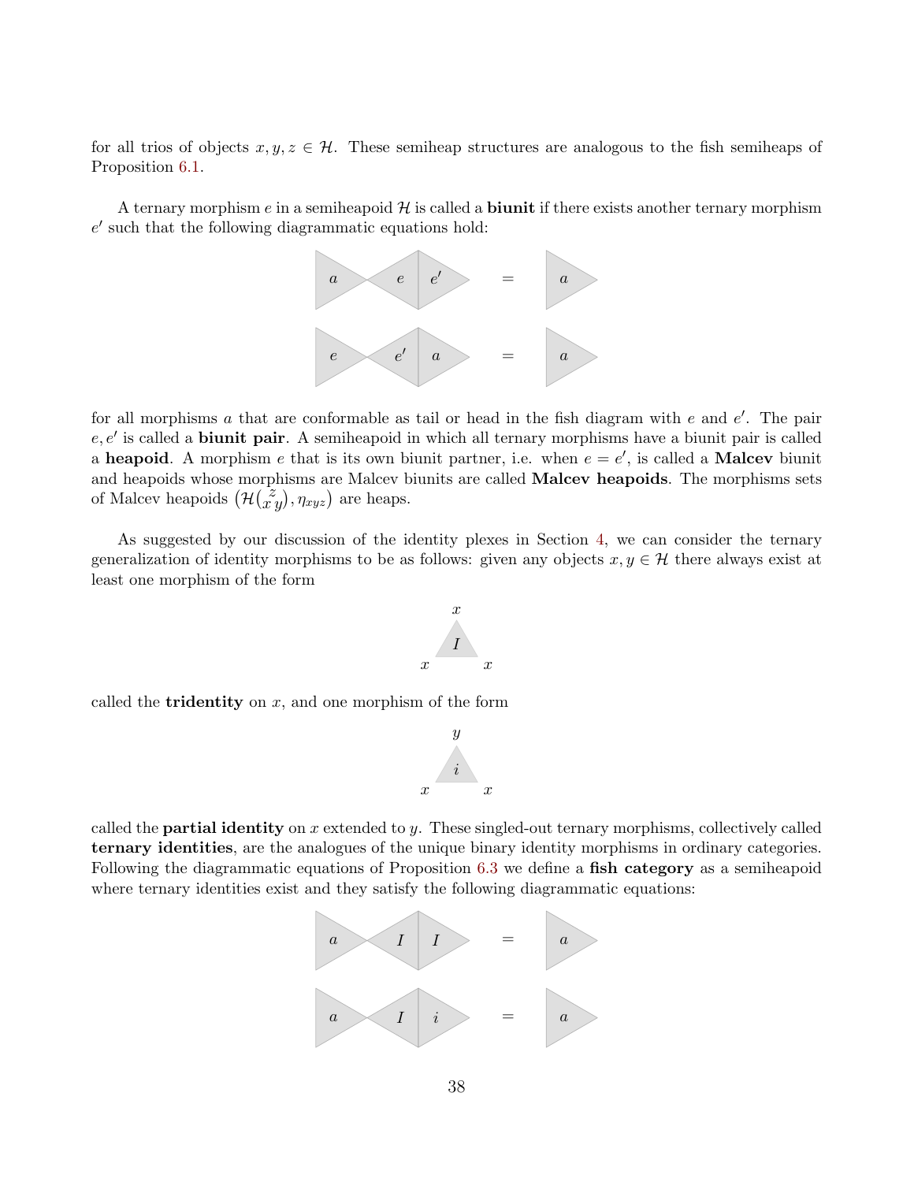for all trios of objects $x, y, z \in \mathcal{H}$. These semiheap structures are analogous to the fish semiheaps of Proposition 6.1.

A ternary morphism $e$ in a semiheapoid $\mathcal{H}$ is called a **biunit** if there exists another ternary morphism $e'$ such that the following diagrammatic equations hold:

a e e' = a

e e' a = a

for all morphisms $a$ that are conformable as tail or head in the fish diagram with $e$ and $e'$. The pair $e, e'$ is called a **biunit pair**. A semiheapoid in which all ternary morphisms have a biunit pair is called a **heapoid**. A morphism $e$ that is its own biunit partner, i.e. when $e = e'$, is called a **Malcev** biunit and heapoids whose morphisms are Malcev biunits are called **Malcev heapoids**. The morphisms sets of Malcev heapoids $\left(\mathcal{H}\binom{z}{x\,y}, \eta_{xyz}\right)$ are heaps.

As suggested by our discussion of the identity plexes in Section 4, we can consider the ternary generalization of identity morphisms to be as follows: given any objects $x, y \in \mathcal{H}$ there always exist at least one morphism of the form

$$\overset{x}{\underset{x\qquad x}{I}}$$

called the **tridentity** on $x$, and one morphism of the form

$$\overset{y}{\underset{x\qquad x}{i}}$$

called the **partial identity** on $x$ extended to $y$. These singled-out ternary morphisms, collectively called **ternary identities**, are the analogues of the unique binary identity morphisms in ordinary categories. Following the diagrammatic equations of Proposition 6.3 we define a **fish category** as a semiheapoid where ternary identities exist and they satisfy the following diagrammatic equations:

a I I = a

a I i = a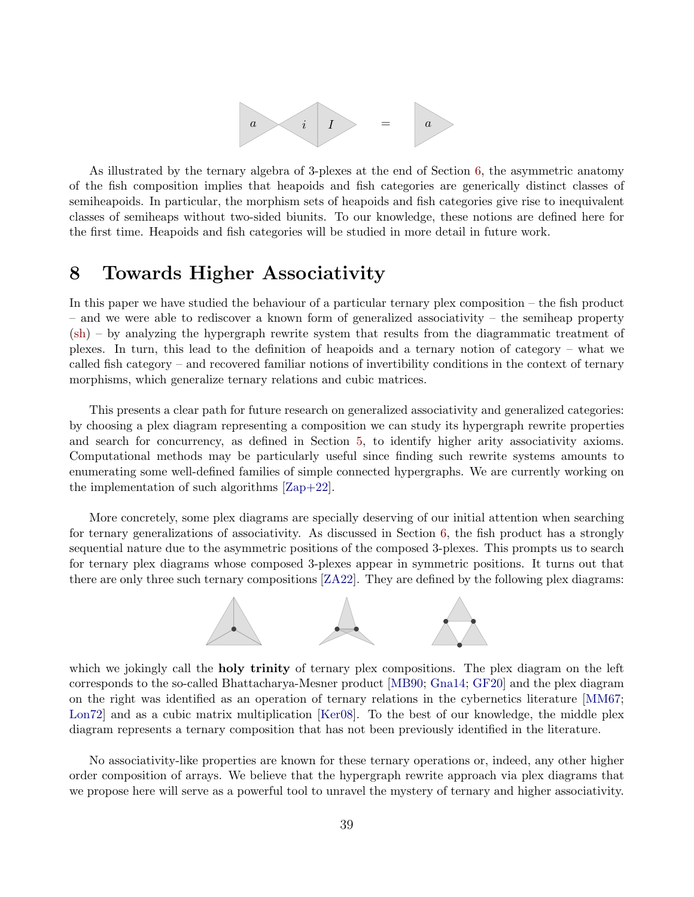As illustrated by the ternary algebra of 3-plexes at the end of Section 6, the asymmetric anatomy of the fish composition implies that heapoids and fish categories are generically distinct classes of semiheapoids. In particular, the morphism sets of heapoids and fish categories give rise to inequivalent classes of semiheaps without two-sided biunits. To our knowledge, these notions are defined here for the first time. Heapoids and fish categories will be studied in more detail in future work.

# 8 Towards Higher Associativity

In this paper we have studied the behaviour of a particular ternary plex composition – the fish product – and we were able to rediscover a known form of generalized associativity – the semiheap property (sh) – by analyzing the hypergraph rewrite system that results from the diagrammatic treatment of plexes. In turn, this lead to the definition of heapoids and a ternary notion of category – what we called fish category – and recovered familiar notions of invertibility conditions in the context of ternary morphisms, which generalize ternary relations and cubic matrices.

This presents a clear path for future research on generalized associativity and generalized categories: by choosing a plex diagram representing a composition we can study its hypergraph rewrite properties and search for concurrency, as defined in Section 5, to identify higher arity associativity axioms. Computational methods may be particularly useful since finding such rewrite systems amounts to enumerating some well-defined families of simple connected hypergraphs. We are currently working on the implementation of such algorithms [Zap+22].

More concretely, some plex diagrams are specially deserving of our initial attention when searching for ternary generalizations of associativity. As discussed in Section 6, the fish product has a strongly sequential nature due to the asymmetric positions of the composed 3-plexes. This prompts us to search for ternary plex diagrams whose composed 3-plexes appear in symmetric positions. It turns out that there are only three such ternary compositions [ZA22]. They are defined by the following plex diagrams:

which we jokingly call the **holy trinity** of ternary plex compositions. The plex diagram on the left corresponds to the so-called Bhattacharya-Mesner product [MB90; Gna14; GF20] and the plex diagram on the right was identified as an operation of ternary relations in the cybernetics literature [MM67; Lon72] and as a cubic matrix multiplication [Ker08]. To the best of our knowledge, the middle plex diagram represents a ternary composition that has not been previously identified in the literature.

No associativity-like properties are known for these ternary operations or, indeed, any other higher order composition of arrays. We believe that the hypergraph rewrite approach via plex diagrams that we propose here will serve as a powerful tool to unravel the mystery of ternary and higher associativity.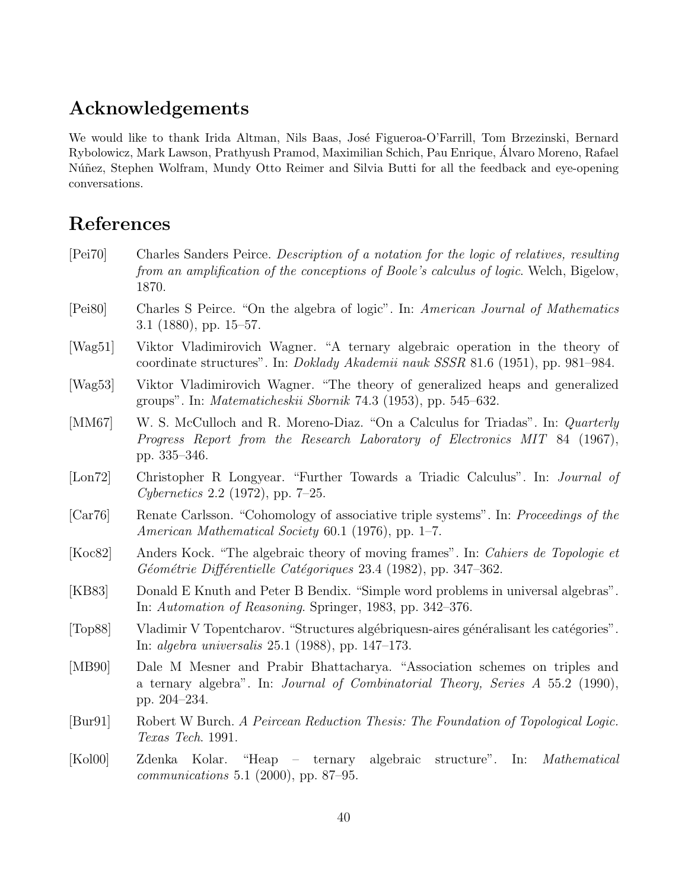## Acknowledgements

We would like to thank Irida Altman, Nils Baas, José Figueroa-O'Farrill, Tom Brzezinski, Bernard Rybolowicz, Mark Lawson, Prathyush Pramod, Maximilian Schich, Pau Enrique, Álvaro Moreno, Rafael Núñez, Stephen Wolfram, Mundy Otto Reimer and Silvia Butti for all the feedback and eye-opening conversations.

## References

[Pei70] Charles Sanders Peirce. *Description of a notation for the logic of relatives, resulting from an amplification of the conceptions of Boole's calculus of logic*. Welch, Bigelow, 1870.

[Pei80] Charles S Peirce. "On the algebra of logic". In: *American Journal of Mathematics* 3.1 (1880), pp. 15–57.

[Wag51] Viktor Vladimirovich Wagner. "A ternary algebraic operation in the theory of coordinate structures". In: *Doklady Akademii nauk SSSR* 81.6 (1951), pp. 981–984.

[Wag53] Viktor Vladimirovich Wagner. "The theory of generalized heaps and generalized groups". In: *Matematicheskii Sbornik* 74.3 (1953), pp. 545–632.

[MM67] W. S. McCulloch and R. Moreno-Diaz. "On a Calculus for Triadas". In: *Quarterly Progress Report from the Research Laboratory of Electronics MIT* 84 (1967), pp. 335–346.

[Lon72] Christopher R Longyear. "Further Towards a Triadic Calculus". In: *Journal of Cybernetics* 2.2 (1972), pp. 7–25.

[Car76] Renate Carlsson. "Cohomology of associative triple systems". In: *Proceedings of the American Mathematical Society* 60.1 (1976), pp. 1–7.

[Koc82] Anders Kock. "The algebraic theory of moving frames". In: *Cahiers de Topologie et Géométrie Différentielle Catégoriques* 23.4 (1982), pp. 347–362.

[KB83] Donald E Knuth and Peter B Bendix. "Simple word problems in universal algebras". In: *Automation of Reasoning*. Springer, 1983, pp. 342–376.

[Top88] Vladimir V Topentcharov. "Structures algébriquesn-aires généralisant les catégories". In: *algebra universalis* 25.1 (1988), pp. 147–173.

[MB90] Dale M Mesner and Prabir Bhattacharya. "Association schemes on triples and a ternary algebra". In: *Journal of Combinatorial Theory, Series A* 55.2 (1990), pp. 204–234.

[Bur91] Robert W Burch. *A Peircean Reduction Thesis: The Foundation of Topological Logic. Texas Tech*. 1991.

[Kol00] Zdenka Kolar. "Heap – ternary algebraic structure". In: *Mathematical communications* 5.1 (2000), pp. 87–95.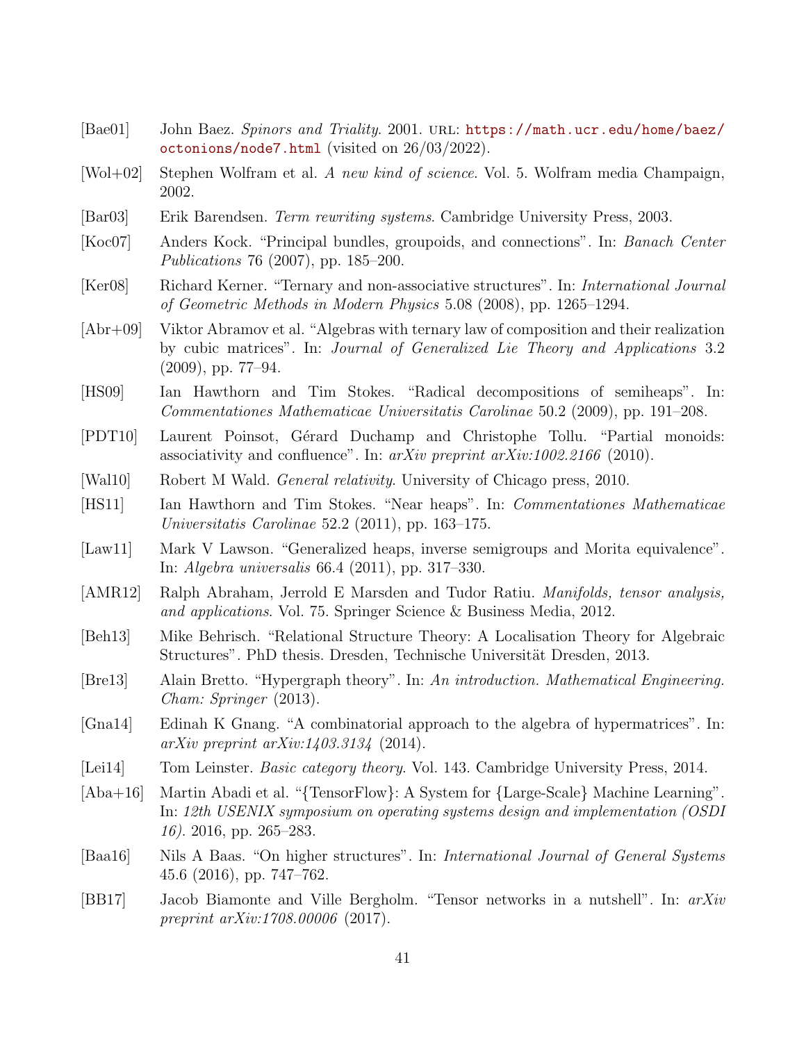[Bae01] John Baez. *Spinors and Triality*. 2001. URL: https://math.ucr.edu/home/baez/octonions/node7.html (visited on 26/03/2022).

[Wol+02] Stephen Wolfram et al. *A new kind of science*. Vol. 5. Wolfram media Champaign, 2002.

[Bar03] Erik Barendsen. *Term rewriting systems*. Cambridge University Press, 2003.

[Koc07] Anders Kock. "Principal bundles, groupoids, and connections". In: *Banach Center Publications* 76 (2007), pp. 185–200.

[Ker08] Richard Kerner. "Ternary and non-associative structures". In: *International Journal of Geometric Methods in Modern Physics* 5.08 (2008), pp. 1265–1294.

[Abr+09] Viktor Abramov et al. "Algebras with ternary law of composition and their realization by cubic matrices". In: *Journal of Generalized Lie Theory and Applications* 3.2 (2009), pp. 77–94.

[HS09] Ian Hawthorn and Tim Stokes. "Radical decompositions of semiheaps". In: *Commentationes Mathematicae Universitatis Carolinae* 50.2 (2009), pp. 191–208.

[PDT10] Laurent Poinsot, Gérard Duchamp and Christophe Tollu. "Partial monoids: associativity and confluence". In: *arXiv preprint arXiv:1002.2166* (2010).

[Wal10] Robert M Wald. *General relativity*. University of Chicago press, 2010.

[HS11] Ian Hawthorn and Tim Stokes. "Near heaps". In: *Commentationes Mathematicae Universitatis Carolinae* 52.2 (2011), pp. 163–175.

[Law11] Mark V Lawson. "Generalized heaps, inverse semigroups and Morita equivalence". In: *Algebra universalis* 66.4 (2011), pp. 317–330.

[AMR12] Ralph Abraham, Jerrold E Marsden and Tudor Ratiu. *Manifolds, tensor analysis, and applications*. Vol. 75. Springer Science & Business Media, 2012.

[Beh13] Mike Behrisch. "Relational Structure Theory: A Localisation Theory for Algebraic Structures". PhD thesis. Dresden, Technische Universität Dresden, 2013.

[Bre13] Alain Bretto. "Hypergraph theory". In: *An introduction. Mathematical Engineering. Cham: Springer* (2013).

[Gna14] Edinah K Gnang. "A combinatorial approach to the algebra of hypermatrices". In: *arXiv preprint arXiv:1403.3134* (2014).

[Lei14] Tom Leinster. *Basic category theory*. Vol. 143. Cambridge University Press, 2014.

[Aba+16] Martin Abadi et al. "{TensorFlow}: A System for {Large-Scale} Machine Learning". In: *12th USENIX symposium on operating systems design and implementation (OSDI 16)*. 2016, pp. 265–283.

[Baa16] Nils A Baas. "On higher structures". In: *International Journal of General Systems* 45.6 (2016), pp. 747–762.

[BB17] Jacob Biamonte and Ville Bergholm. "Tensor networks in a nutshell". In: *arXiv preprint arXiv:1708.00006* (2017).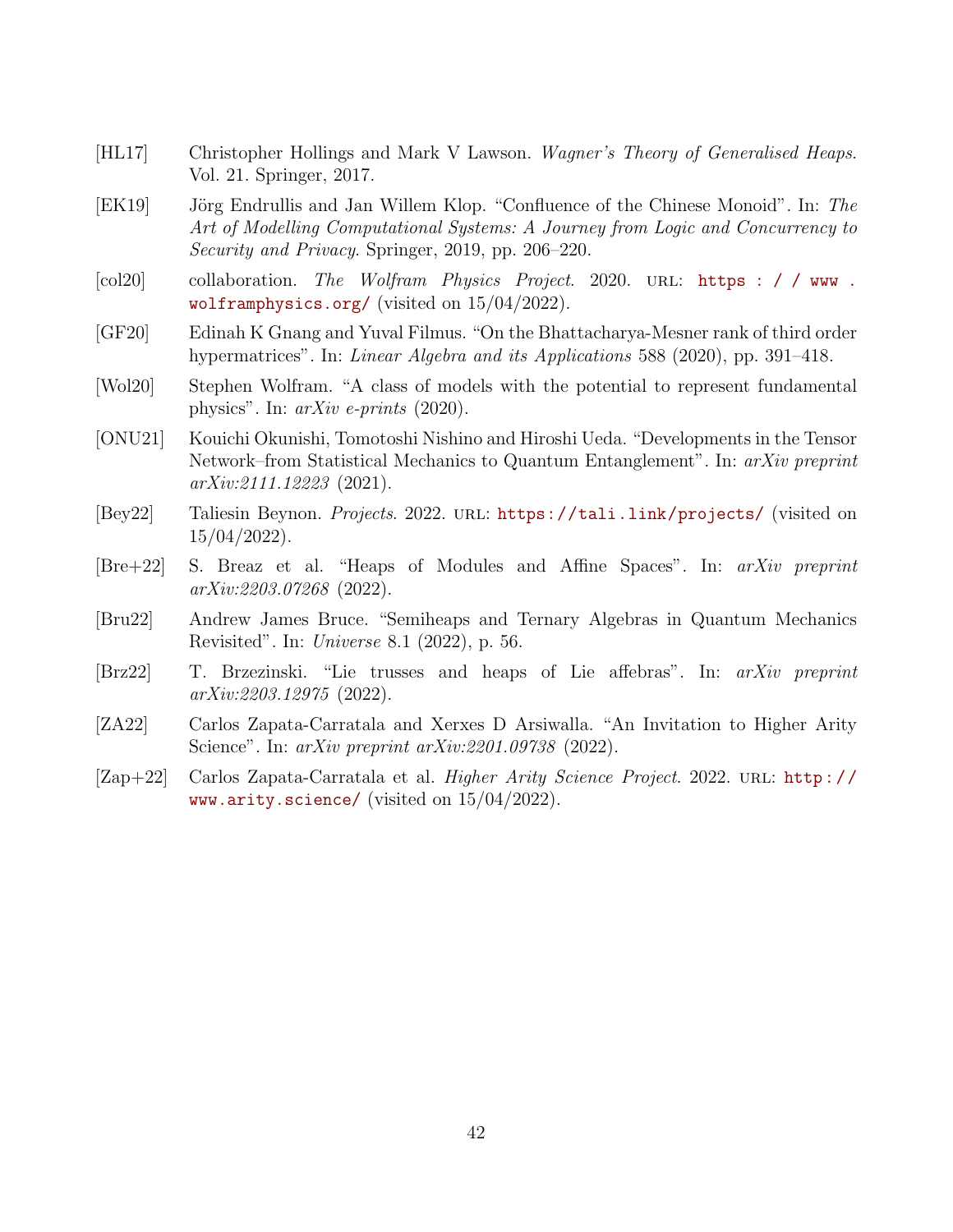[HL17] Christopher Hollings and Mark V Lawson. *Wagner's Theory of Generalised Heaps*. Vol. 21. Springer, 2017.

[EK19] Jörg Endrullis and Jan Willem Klop. "Confluence of the Chinese Monoid". In: *The Art of Modelling Computational Systems: A Journey from Logic and Concurrency to Security and Privacy*. Springer, 2019, pp. 206–220.

[col20] collaboration. *The Wolfram Physics Project*. 2020. URL: https://www.wolframphysics.org/ (visited on 15/04/2022).

[GF20] Edinah K Gnang and Yuval Filmus. "On the Bhattacharya-Mesner rank of third order hypermatrices". In: *Linear Algebra and its Applications* 588 (2020), pp. 391–418.

[Wol20] Stephen Wolfram. "A class of models with the potential to represent fundamental physics". In: *arXiv e-prints* (2020).

[ONU21] Kouichi Okunishi, Tomotoshi Nishino and Hiroshi Ueda. "Developments in the Tensor Network–from Statistical Mechanics to Quantum Entanglement". In: *arXiv preprint arXiv:2111.12223* (2021).

[Bey22] Taliesin Beynon. *Projects*. 2022. URL: https://tali.link/projects/ (visited on 15/04/2022).

[Bre+22] S. Breaz et al. "Heaps of Modules and Affine Spaces". In: *arXiv preprint arXiv:2203.07268* (2022).

[Bru22] Andrew James Bruce. "Semiheaps and Ternary Algebras in Quantum Mechanics Revisited". In: *Universe* 8.1 (2022), p. 56.

[Brz22] T. Brzezinski. "Lie trusses and heaps of Lie affebras". In: *arXiv preprint arXiv:2203.12975* (2022).

[ZA22] Carlos Zapata-Carratala and Xerxes D Arsiwalla. "An Invitation to Higher Arity Science". In: *arXiv preprint arXiv:2201.09738* (2022).

[Zap+22] Carlos Zapata-Carratala et al. *Higher Arity Science Project*. 2022. URL: http://www.arity.science/ (visited on 15/04/2022).